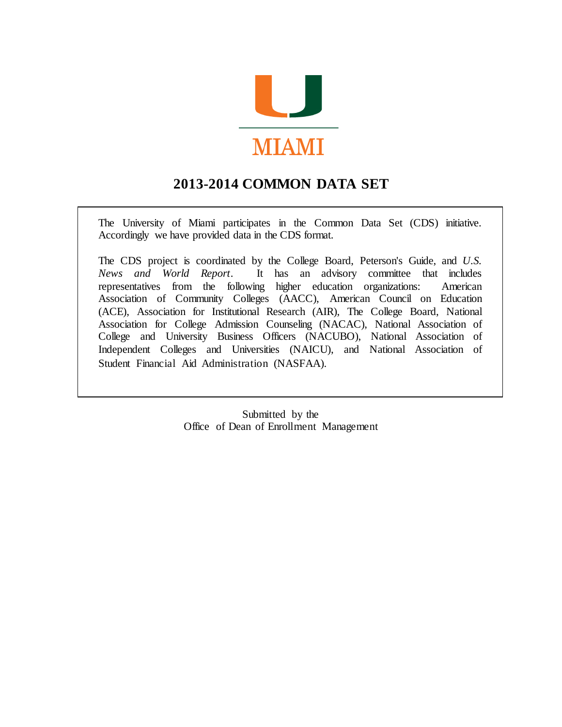MIAMI

# 2013-2014 COMMON DATA SET

The University of Miami participates in the Common Data Set (CDS) initiative. Accordingly we have provided data in the CDS format.

The CDS project is coordinated by the College Board, Peterson's Guide, and *U.S. News and World Report*. It has an advisory committee that includes representatives from the following higher education organizations: American Association of Community Colleges (AACC), American Council on Education (ACE), Association for Institutional Research (AIR), The College Board, National Association for College Admission Counseling (NACAC), National Association of College and University Business Officers (NACUBO), National Association of Independent Colleges and Universities (NAICU), and National Association of Student Financial Aid Administration (NASFAA).

Submitted by the
Office of Dean of Enrollment Management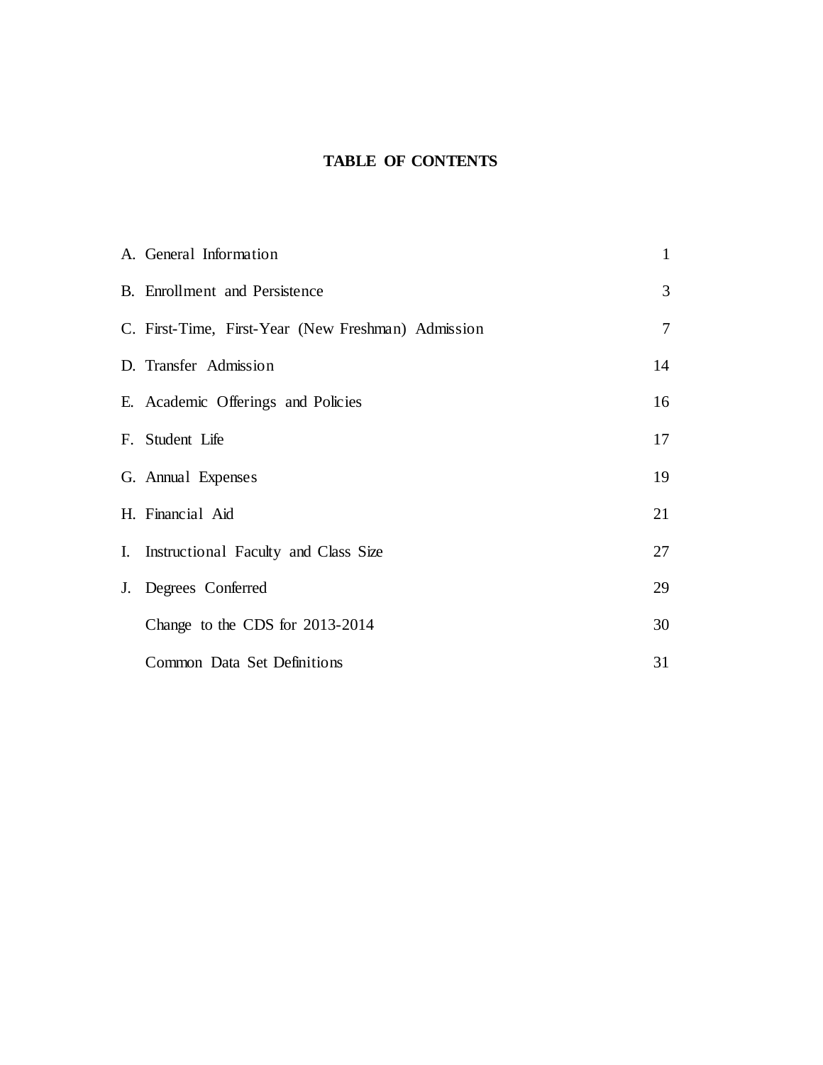# TABLE OF CONTENTS

| | | |
|---|---|---|
| A. | General Information | 1 |
| B. | Enrollment and Persistence | 3 |
| C. | First-Time, First-Year (New Freshman) Admission | 7 |
| D. | Transfer Admission | 14 |
| E. | Academic Offerings and Policies | 16 |
| F. | Student Life | 17 |
| G. | Annual Expenses | 19 |
| H. | Financial Aid | 21 |
| I. | Instructional Faculty and Class Size | 27 |
| J. | Degrees Conferred | 29 |
| | Change to the CDS for 2013-2014 | 30 |
| | Common Data Set Definitions | 31 |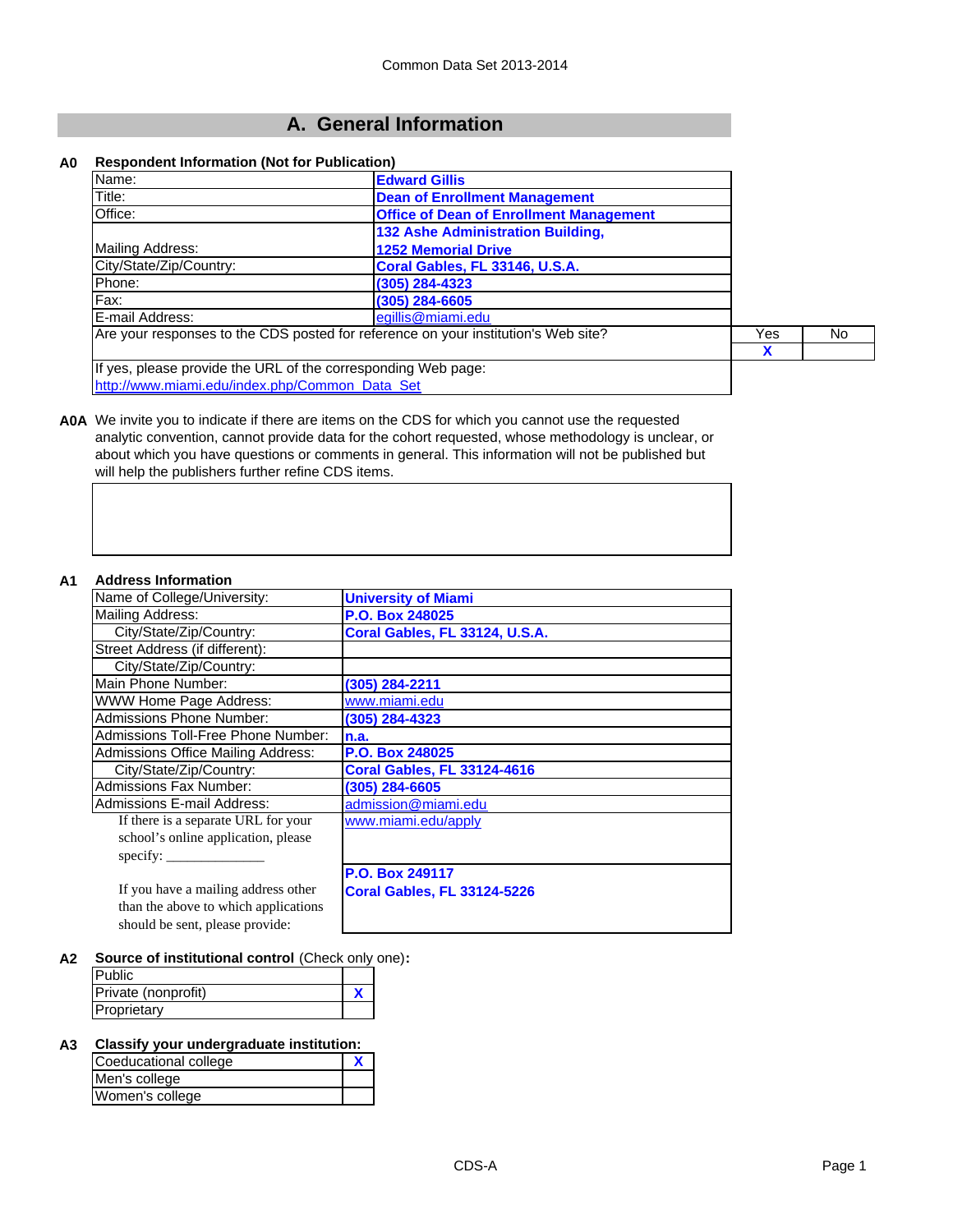# A. General Information

**A0 Respondent Information (Not for Publication)**

| | |
|---|---|
| Name: | **Edward Gillis** |
| Title: | **Dean of Enrollment Management** |
| Office: | **Office of Dean of Enrollment Management** |
| Mailing Address: | **132 Ashe Administration Building, 1252 Memorial Drive** |
| City/State/Zip/Country: | **Coral Gables, FL 33146, U.S.A.** |
| Phone: | **(305) 284-4323** |
| Fax: | **(305) 284-6605** |
| E-mail Address: | egillis@miami.edu |

| Are your responses to the CDS posted for reference on your institution's Web site? | Yes | No |
|---|---|---|
| | X | |

If yes, please provide the URL of the corresponding Web page:
http://www.miami.edu/index.php/Common_Data_Set

**A0A** We invite you to indicate if there are items on the CDS for which you cannot use the requested analytic convention, cannot provide data for the cohort requested, whose methodology is unclear, or about which you have questions or comments in general. This information will not be published but will help the publishers further refine CDS items.

**A1 Address Information**

| | |
|---|---|
| Name of College/University: | **University of Miami** |
| Mailing Address: | **P.O. Box 248025** |
| City/State/Zip/Country: | **Coral Gables, FL 33124, U.S.A.** |
| Street Address (if different): | |
| City/State/Zip/Country: | |
| Main Phone Number: | **(305) 284-2211** |
| WWW Home Page Address: | www.miami.edu |
| Admissions Phone Number: | **(305) 284-4323** |
| Admissions Toll-Free Phone Number: | **n.a.** |
| Admissions Office Mailing Address: | **P.O. Box 248025** |
| City/State/Zip/Country: | **Coral Gables, FL 33124-4616** |
| Admissions Fax Number: | **(305) 284-6605** |
| Admissions E-mail Address: | admission@miami.edu |
| If there is a separate URL for your school's online application, please specify: ______________ | www.miami.edu/apply |
| If you have a mailing address other than the above to which applications should be sent, please provide: | **P.O. Box 249117 Coral Gables, FL 33124-5226** |

**A2 Source of institutional control** (Check only one)**:**

| | |
|---|---|
| Public | |
| Private (nonprofit) | X |
| Proprietary | |

**A3 Classify your undergraduate institution:**

| | |
|---|---|
| Coeducational college | X |
| Men's college | |
| Women's college | |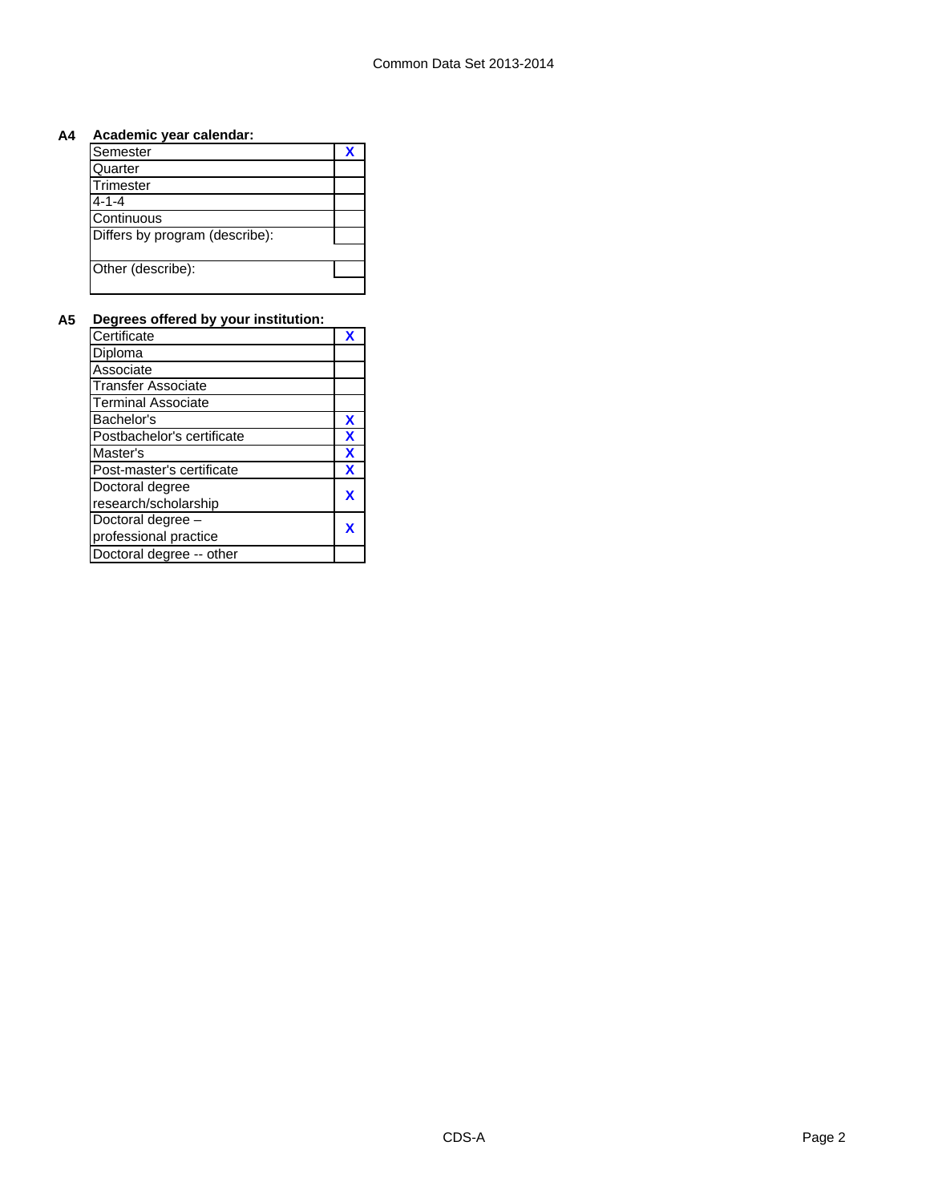**A4 Academic year calendar:**

| | |
|---|---|
| Semester | X |
| Quarter | |
| Trimester | |
| 4-1-4 | |
| Continuous | |
| Differs by program (describe): | |
| | |
| Other (describe): | |
| | |

**A5 Degrees offered by your institution:**

| | |
|---|---|
| Certificate | X |
| Diploma | |
| Associate | |
| Transfer Associate | |
| Terminal Associate | |
| Bachelor's | X |
| Postbachelor's certificate | X |
| Master's | X |
| Post-master's certificate | X |
| Doctoral degree research/scholarship | X |
| Doctoral degree – professional practice | X |
| Doctoral degree -- other | |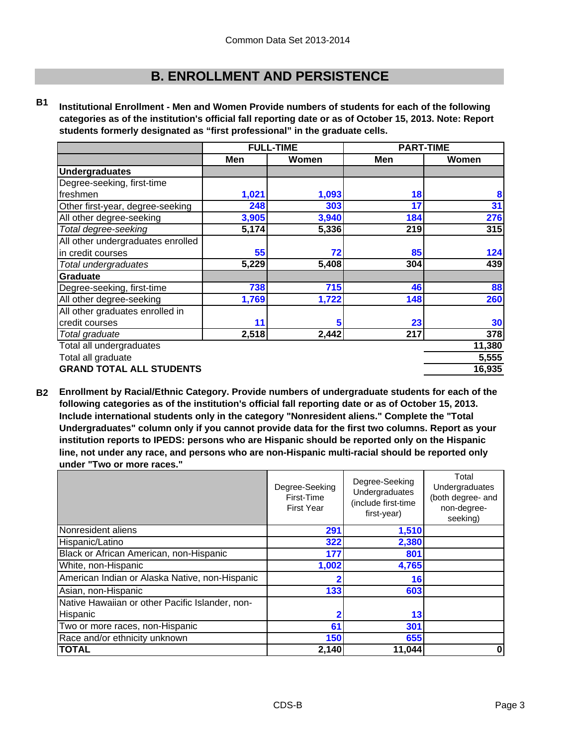# B. ENROLLMENT AND PERSISTENCE

**B1** **Institutional Enrollment - Men and Women Provide numbers of students for each of the following categories as of the institution's official fall reporting date or as of October 15, 2013. Note: Report students formerly designated as "first professional" in the graduate cells.**

| | FULL-TIME | | PART-TIME | |
|---|---|---|---|---|
| | Men | Women | Men | Women |
| **Undergraduates** | | | | |
| Degree-seeking, first-time freshmen | 1,021 | 1,093 | 18 | 8 |
| Other first-year, degree-seeking | 248 | 303 | 17 | 31 |
| All other degree-seeking | 3,905 | 3,940 | 184 | 276 |
| *Total degree-seeking* | 5,174 | 5,336 | 219 | 315 |
| All other undergraduates enrolled in credit courses | 55 | 72 | 85 | 124 |
| *Total undergraduates* | 5,229 | 5,408 | 304 | 439 |
| **Graduate** | | | | |
| Degree-seeking, first-time | 738 | 715 | 46 | 88 |
| All other degree-seeking | 1,769 | 1,722 | 148 | 260 |
| All other graduates enrolled in credit courses | 11 | 5 | 23 | 30 |
| *Total graduate* | 2,518 | 2,442 | 217 | 378 |
| Total all undergraduates | | | | 11,380 |
| Total all graduate | | | | 5,555 |
| **GRAND TOTAL ALL STUDENTS** | | | | 16,935 |

**B2** **Enrollment by Racial/Ethnic Category. Provide numbers of undergraduate students for each of the following categories as of the institution's official fall reporting date or as of October 15, 2013. Include international students only in the category "Nonresident aliens." Complete the "Total Undergraduates" column only if you cannot provide data for the first two columns. Report as your institution reports to IPEDS: persons who are Hispanic should be reported only on the Hispanic line, not under any race, and persons who are non-Hispanic multi-racial should be reported only under "Two or more races."**

| | Degree-Seeking First-Time First Year | Degree-Seeking Undergraduates (include first-time first-year) | Total Undergraduates (both degree- and non-degree-seeking) |
|---|---|---|---|
| Nonresident aliens | 291 | 1,510 | |
| Hispanic/Latino | 322 | 2,380 | |
| Black or African American, non-Hispanic | 177 | 801 | |
| White, non-Hispanic | 1,002 | 4,765 | |
| American Indian or Alaska Native, non-Hispanic | 2 | 16 | |
| Asian, non-Hispanic | 133 | 603 | |
| Native Hawaiian or other Pacific Islander, non-Hispanic | 2 | 13 | |
| Two or more races, non-Hispanic | 61 | 301 | |
| Race and/or ethnicity unknown | 150 | 655 | |
| **TOTAL** | 2,140 | 11,044 | 0 |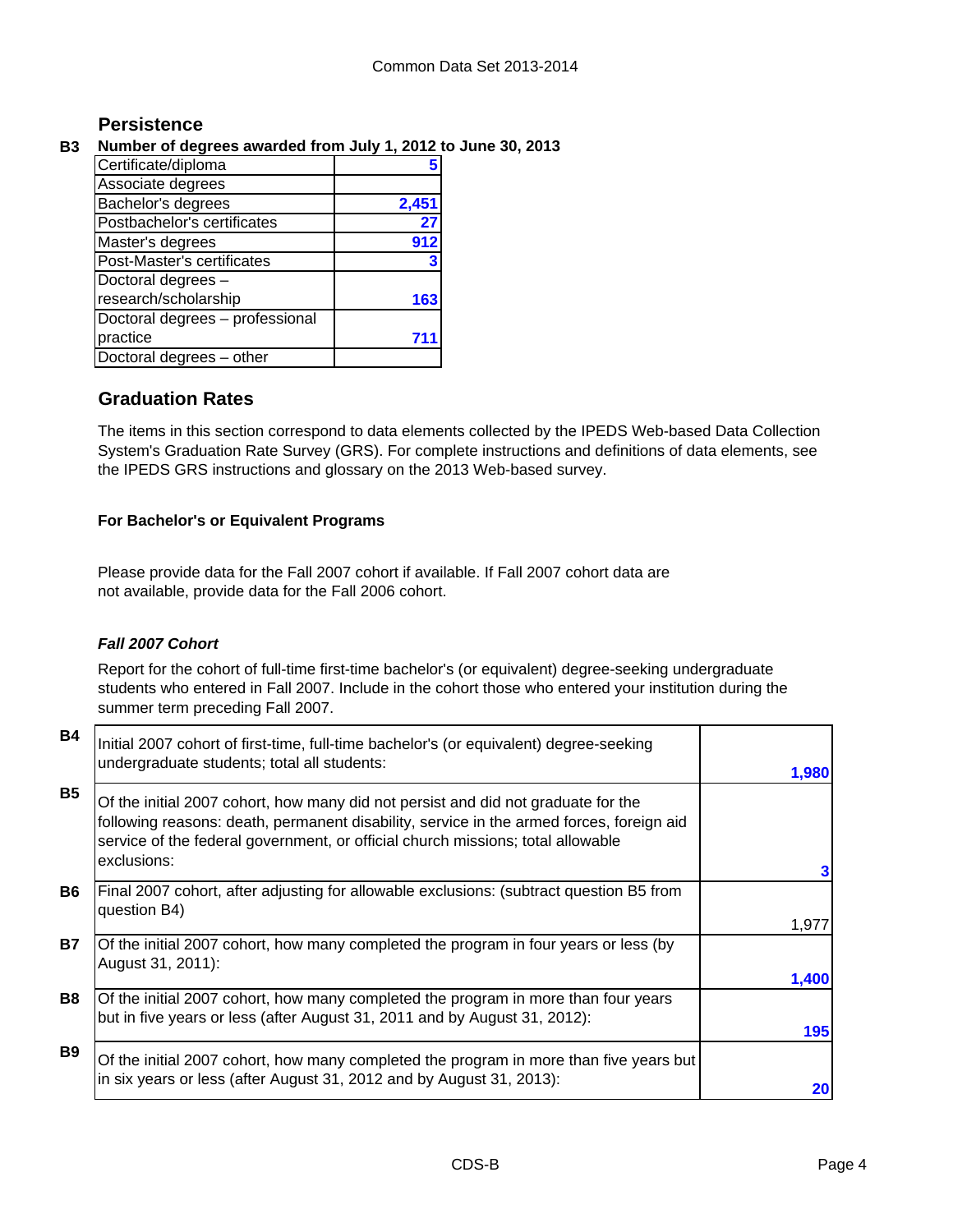## Persistence

**B3 Number of degrees awarded from July 1, 2012 to June 30, 2013**

| | |
|---|---|
| Certificate/diploma | 5 |
| Associate degrees | |
| Bachelor's degrees | 2,451 |
| Postbachelor's certificates | 27 |
| Master's degrees | 912 |
| Post-Master's certificates | 3 |
| Doctoral degrees – research/scholarship | 163 |
| Doctoral degrees – professional practice | 711 |
| Doctoral degrees – other | |

## Graduation Rates

The items in this section correspond to data elements collected by the IPEDS Web-based Data Collection System's Graduation Rate Survey (GRS). For complete instructions and definitions of data elements, see the IPEDS GRS instructions and glossary on the 2013 Web-based survey.

**For Bachelor's or Equivalent Programs**

Please provide data for the Fall 2007 cohort if available. If Fall 2007 cohort data are not available, provide data for the Fall 2006 cohort.

***Fall 2007 Cohort***

Report for the cohort of full-time first-time bachelor's (or equivalent) degree-seeking undergraduate students who entered in Fall 2007. Include in the cohort those who entered your institution during the summer term preceding Fall 2007.

| | | |
|---|---|---|
| B4 | Initial 2007 cohort of first-time, full-time bachelor's (or equivalent) degree-seeking undergraduate students; total all students: | 1,980 |
| B5 | Of the initial 2007 cohort, how many did not persist and did not graduate for the following reasons: death, permanent disability, service in the armed forces, foreign aid service of the federal government, or official church missions; total allowable exclusions: | 3 |
| B6 | Final 2007 cohort, after adjusting for allowable exclusions: (subtract question B5 from question B4) | 1,977 |
| B7 | Of the initial 2007 cohort, how many completed the program in four years or less (by August 31, 2011): | 1,400 |
| B8 | Of the initial 2007 cohort, how many completed the program in more than four years but in five years or less (after August 31, 2011 and by August 31, 2012): | 195 |
| B9 | Of the initial 2007 cohort, how many completed the program in more than five years but in six years or less (after August 31, 2012 and by August 31, 2013): | 20 |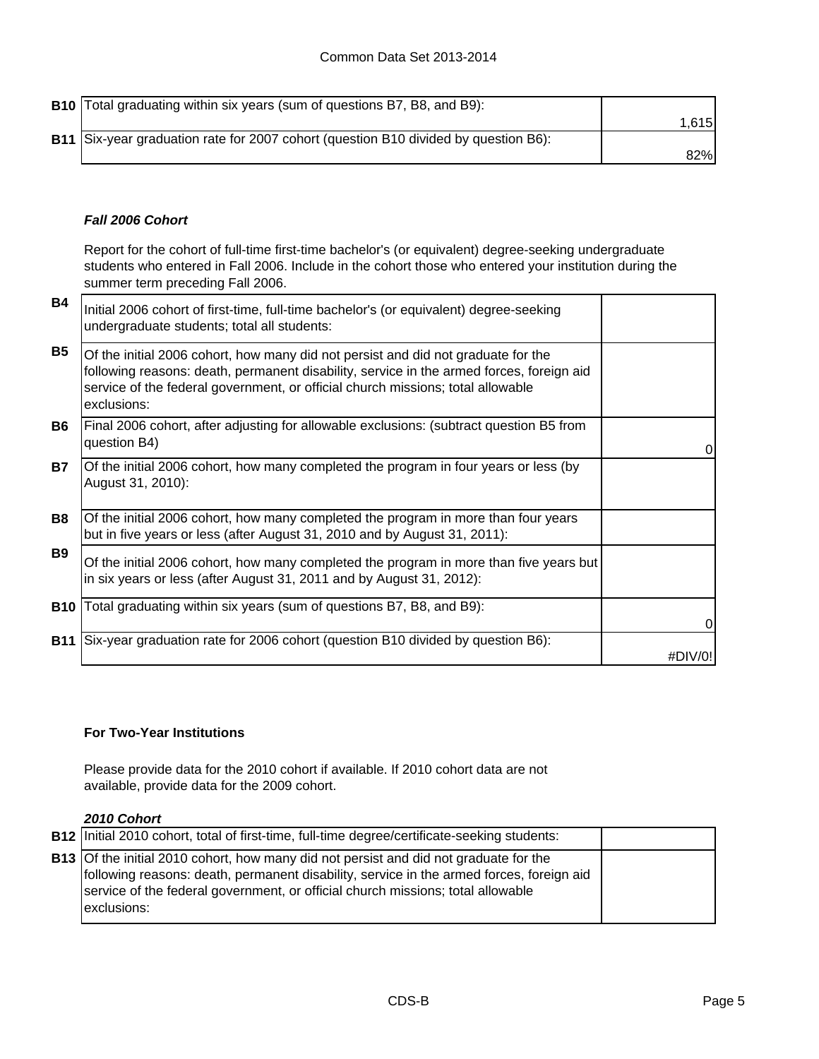| | | |
|---|---|---|
| **B10** | Total graduating within six years (sum of questions B7, B8, and B9): | 1,615 |
| **B11** | Six-year graduation rate for 2007 cohort (question B10 divided by question B6): | 82% |

***Fall 2006 Cohort***

Report for the cohort of full-time first-time bachelor's (or equivalent) degree-seeking undergraduate students who entered in Fall 2006. Include in the cohort those who entered your institution during the summer term preceding Fall 2006.

| | | |
|---|---|---|
| **B4** | Initial 2006 cohort of first-time, full-time bachelor's (or equivalent) degree-seeking undergraduate students; total all students: | |
| **B5** | Of the initial 2006 cohort, how many did not persist and did not graduate for the following reasons: death, permanent disability, service in the armed forces, foreign aid service of the federal government, or official church missions; total allowable exclusions: | |
| **B6** | Final 2006 cohort, after adjusting for allowable exclusions: (subtract question B5 from question B4) | 0 |
| **B7** | Of the initial 2006 cohort, how many completed the program in four years or less (by August 31, 2010): | |
| **B8** | Of the initial 2006 cohort, how many completed the program in more than four years but in five years or less (after August 31, 2010 and by August 31, 2011): | |
| **B9** | Of the initial 2006 cohort, how many completed the program in more than five years but in six years or less (after August 31, 2011 and by August 31, 2012): | |
| **B10** | Total graduating within six years (sum of questions B7, B8, and B9): | 0 |
| **B11** | Six-year graduation rate for 2006 cohort (question B10 divided by question B6): | #DIV/0! |

**For Two-Year Institutions**

Please provide data for the 2010 cohort if available. If 2010 cohort data are not available, provide data for the 2009 cohort.

***2010 Cohort***

| | | |
|---|---|---|
| **B12** | Initial 2010 cohort, total of first-time, full-time degree/certificate-seeking students: | |
| **B13** | Of the initial 2010 cohort, how many did not persist and did not graduate for the following reasons: death, permanent disability, service in the armed forces, foreign aid service of the federal government, or official church missions; total allowable exclusions: | |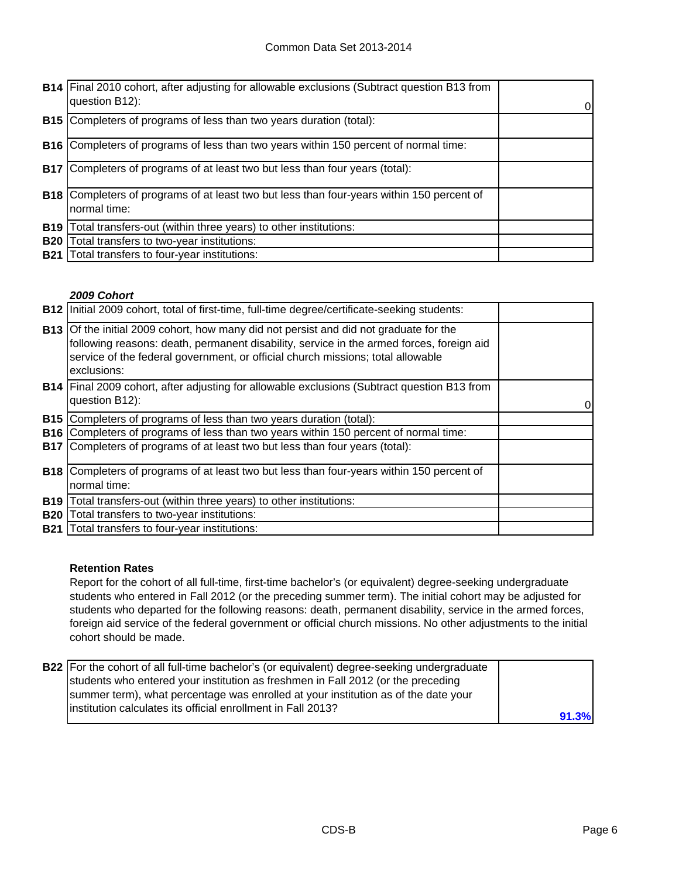| | | |
|---|---|---|
| **B14** | Final 2010 cohort, after adjusting for allowable exclusions (Subtract question B13 from question B12): | 0 |
| **B15** | Completers of programs of less than two years duration (total): | |
| **B16** | Completers of programs of less than two years within 150 percent of normal time: | |
| **B17** | Completers of programs of at least two but less than four years (total): | |
| **B18** | Completers of programs of at least two but less than four-years within 150 percent of normal time: | |
| **B19** | Total transfers-out (within three years) to other institutions: | |
| **B20** | Total transfers to two-year institutions: | |
| **B21** | Total transfers to four-year institutions: | |

***2009 Cohort***

| | | |
|---|---|---|
| **B12** | Initial 2009 cohort, total of first-time, full-time degree/certificate-seeking students: | |
| **B13** | Of the initial 2009 cohort, how many did not persist and did not graduate for the following reasons: death, permanent disability, service in the armed forces, foreign aid service of the federal government, or official church missions; total allowable exclusions: | |
| **B14** | Final 2009 cohort, after adjusting for allowable exclusions (Subtract question B13 from question B12): | 0 |
| **B15** | Completers of programs of less than two years duration (total): | |
| **B16** | Completers of programs of less than two years within 150 percent of normal time: | |
| **B17** | Completers of programs of at least two but less than four years (total): | |
| **B18** | Completers of programs of at least two but less than four-years within 150 percent of normal time: | |
| **B19** | Total transfers-out (within three years) to other institutions: | |
| **B20** | Total transfers to two-year institutions: | |
| **B21** | Total transfers to four-year institutions: | |

**Retention Rates**

Report for the cohort of all full-time, first-time bachelor's (or equivalent) degree-seeking undergraduate students who entered in Fall 2012 (or the preceding summer term). The initial cohort may be adjusted for students who departed for the following reasons: death, permanent disability, service in the armed forces, foreign aid service of the federal government or official church missions. No other adjustments to the initial cohort should be made.

| | | |
|---|---|---|
| **B22** | For the cohort of all full-time bachelor's (or equivalent) degree-seeking undergraduate students who entered your institution as freshmen in Fall 2012 (or the preceding summer term), what percentage was enrolled at your institution as of the date your institution calculates its official enrollment in Fall 2013? | **91.3%** |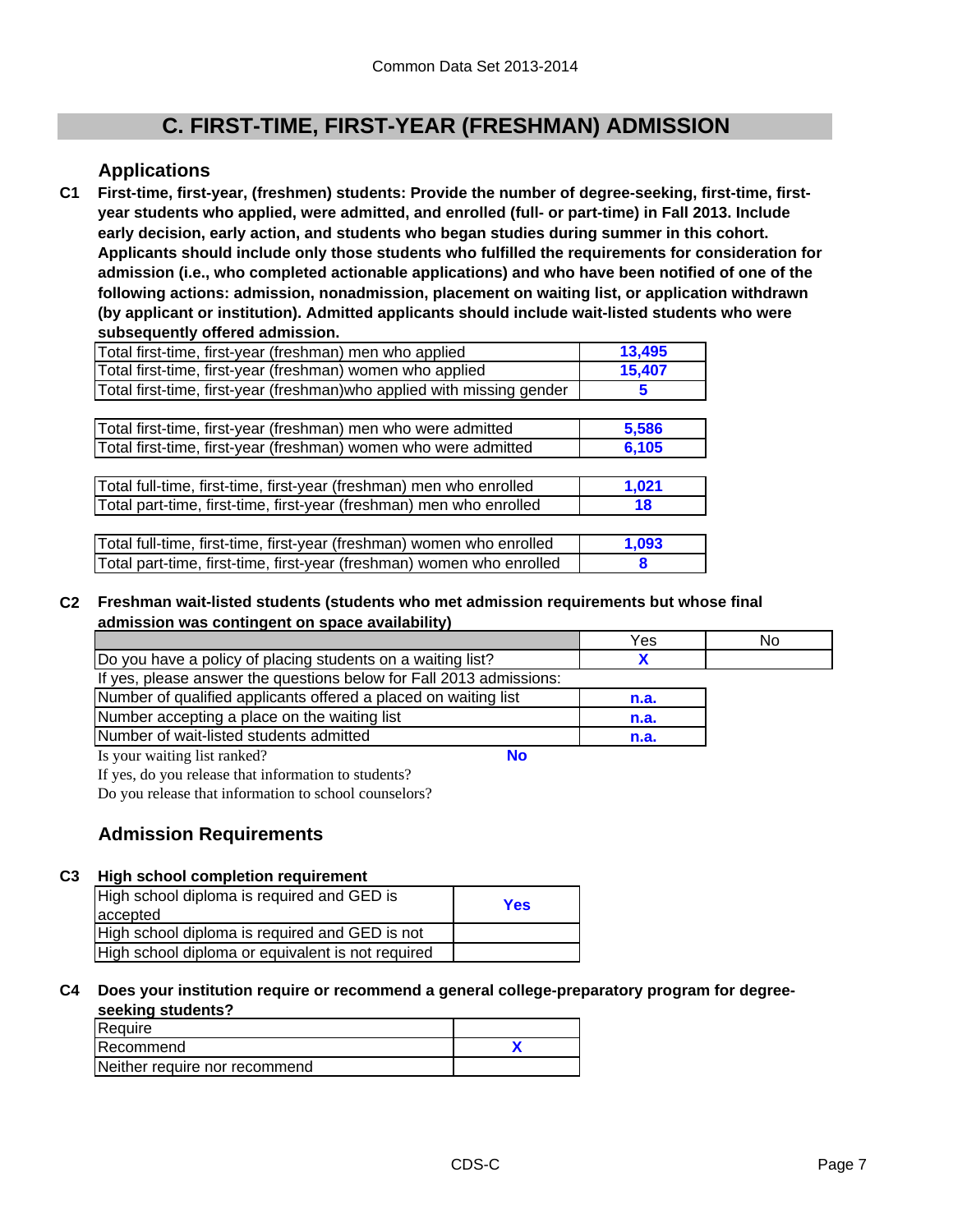# C. FIRST-TIME, FIRST-YEAR (FRESHMAN) ADMISSION

## Applications

**C1 First-time, first-year, (freshmen) students: Provide the number of degree-seeking, first-time, first-year students who applied, were admitted, and enrolled (full- or part-time) in Fall 2013. Include early decision, early action, and students who began studies during summer in this cohort. Applicants should include only those students who fulfilled the requirements for consideration for admission (i.e., who completed actionable applications) and who have been notified of one of the following actions: admission, nonadmission, placement on waiting list, or application withdrawn (by applicant or institution). Admitted applicants should include wait-listed students who were subsequently offered admission.**

| | |
|---|---|
| Total first-time, first-year (freshman) men who applied | 13,495 |
| Total first-time, first-year (freshman) women who applied | 15,407 |
| Total first-time, first-year (freshman)who applied with missing gender | 5 |

| | |
|---|---|
| Total first-time, first-year (freshman) men who were admitted | 5,586 |
| Total first-time, first-year (freshman) women who were admitted | 6,105 |

| | |
|---|---|
| Total full-time, first-time, first-year (freshman) men who enrolled | 1,021 |
| Total part-time, first-time, first-year (freshman) men who enrolled | 18 |

| | |
|---|---|
| Total full-time, first-time, first-year (freshman) women who enrolled | 1,093 |
| Total part-time, first-time, first-year (freshman) women who enrolled | 8 |

**C2 Freshman wait-listed students (students who met admission requirements but whose final admission was contingent on space availability)**

| | Yes | No |
|---|---|---|
| Do you have a policy of placing students on a waiting list? | X | |

If yes, please answer the questions below for Fall 2013 admissions:

| | |
|---|---|
| Number of qualified applicants offered a placed on waiting list | n.a. |
| Number accepting a place on the waiting list | n.a. |
| Number of wait-listed students admitted | n.a. |

Is your waiting list ranked? **No**

If yes, do you release that information to students?

Do you release that information to school counselors?

## Admission Requirements

**C3 High school completion requirement**

| | |
|---|---|
| High school diploma is required and GED is accepted | Yes |
| High school diploma is required and GED is not | |
| High school diploma or equivalent is not required | |

**C4 Does your institution require or recommend a general college-preparatory program for degree-seeking students?**

| | |
|---|---|
| Require | |
| Recommend | X |
| Neither require nor recommend | |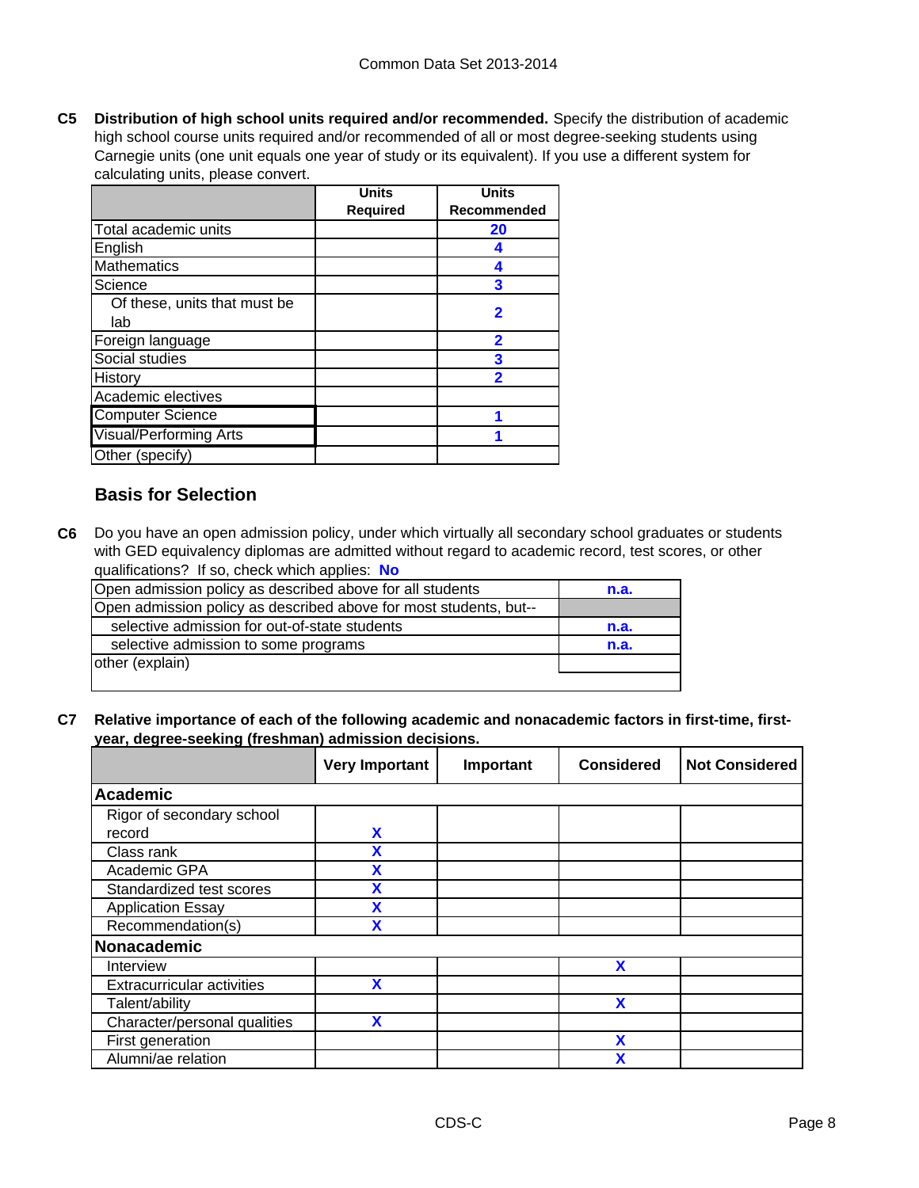**C5 Distribution of high school units required and/or recommended.** Specify the distribution of academic high school course units required and/or recommended of all or most degree-seeking students using Carnegie units (one unit equals one year of study or its equivalent). If you use a different system for calculating units, please convert.

| | Units Required | Units Recommended |
|---|---|---|
| Total academic units | | 20 |
| English | | 4 |
| Mathematics | | 4 |
| Science | | 3 |
| Of these, units that must be lab | | 2 |
| Foreign language | | 2 |
| Social studies | | 3 |
| History | | 2 |
| Academic electives | | |
| Computer Science | | 1 |
| Visual/Performing Arts | | 1 |
| Other (specify) | | |

## Basis for Selection

**C6** Do you have an open admission policy, under which virtually all secondary school graduates or students with GED equivalency diplomas are admitted without regard to academic record, test scores, or other qualifications? If so, check which applies: **No**

| | |
|---|---|
| Open admission policy as described above for all students | n.a. |
| Open admission policy as described above for most students, but-- | |
| selective admission for out-of-state students | n.a. |
| selective admission to some programs | n.a. |
| other (explain) | |

**C7 Relative importance of each of the following academic and nonacademic factors in first-time, first-year, degree-seeking (freshman) admission decisions.**

| | Very Important | Important | Considered | Not Considered |
|---|---|---|---|---|
| **Academic** | | | | |
| Rigor of secondary school record | X | | | |
| Class rank | X | | | |
| Academic GPA | X | | | |
| Standardized test scores | X | | | |
| Application Essay | X | | | |
| Recommendation(s) | X | | | |
| **Nonacademic** | | | | |
| Interview | | | X | |
| Extracurricular activities | X | | | |
| Talent/ability | | | X | |
| Character/personal qualities | X | | | |
| First generation | | | X | |
| Alumni/ae relation | | | X | |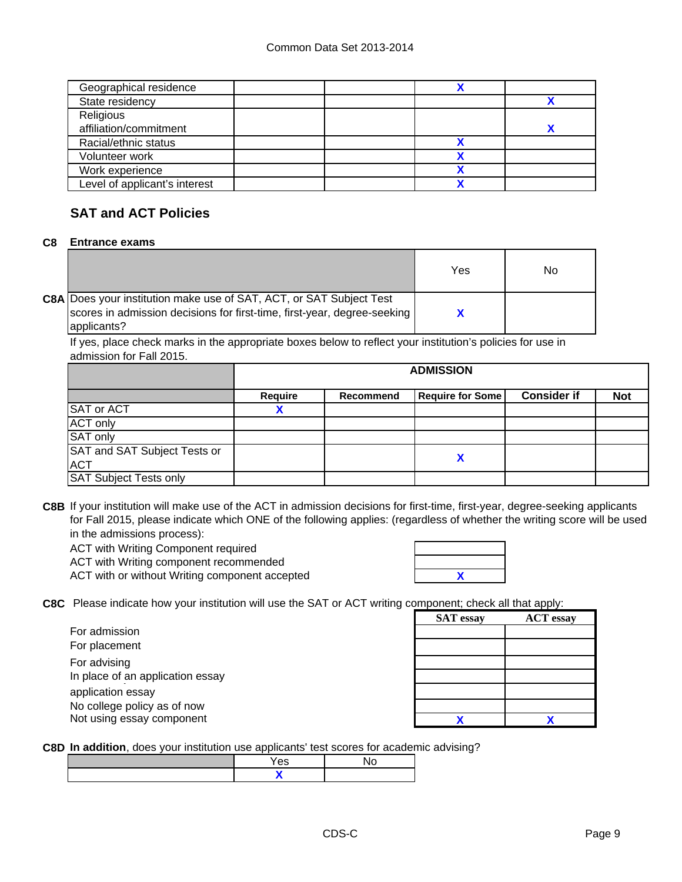| | | | | |
|---|---|---|---|---|
| Geographical residence | | | X | |
| State residency | | | | X |
| Religious affiliation/commitment | | | | X |
| Racial/ethnic status | | | X | |
| Volunteer work | | | X | |
| Work experience | | | X | |
| Level of applicant's interest | | | X | |

## SAT and ACT Policies

**C8 Entrance exams**

| | Yes | No |
|---|---|---|
| **C8A** Does your institution make use of SAT, ACT, or SAT Subject Test scores in admission decisions for first-time, first-year, degree-seeking applicants? | X | |

If yes, place check marks in the appropriate boxes below to reflect your institution's policies for use in admission for Fall 2015.

| | ADMISSION | | | | |
|---|---|---|---|---|---|
| | **Require** | **Recommend** | **Require for Some** | **Consider if** | **Not** |
| SAT or ACT | X | | | | |
| ACT only | | | | | |
| SAT only | | | | | |
| SAT and SAT Subject Tests or ACT | | | X | | |
| SAT Subject Tests only | | | | | |

**C8B** If your institution will make use of the ACT in admission decisions for first-time, first-year, degree-seeking applicants for Fall 2015, please indicate which ONE of the following applies: (regardless of whether the writing score will be used in the admissions process):

| | |
|---|---|
| ACT with Writing Component required | |
| ACT with Writing component recommended | |
| ACT with or without Writing component accepted | X |

**C8C** Please indicate how your institution will use the SAT or ACT writing component; check all that apply:

| | SAT essay | ACT essay |
|---|---|---|
| For admission | | |
| For placement | | |
| For advising | | |
| In place of an application essay | | |
| application essay | | |
| No college policy as of now | | |
| Not using essay component | X | X |

**C8D In addition**, does your institution use applicants' test scores for academic advising?

| | Yes | No |
|---|---|---|
| | X | |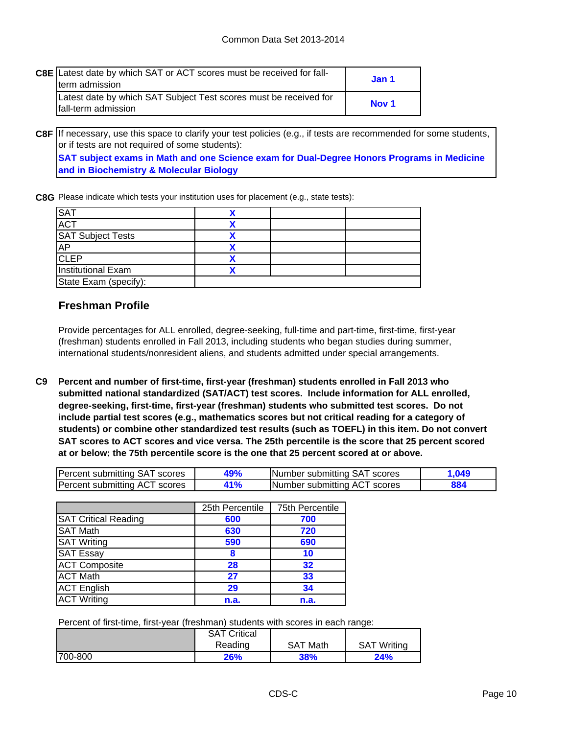| C8E | | |
|---|---|---|
| | Latest date by which SAT or ACT scores must be received for fall-term admission | **Jan 1** |
| | Latest date by which SAT Subject Test scores must be received for fall-term admission | **Nov 1** |

**C8F** If necessary, use this space to clarify your test policies (e.g., if tests are recommended for some students, or if tests are not required of some students):

**SAT subject exams in Math and one Science exam for Dual-Degree Honors Programs in Medicine and in Biochemistry & Molecular Biology**

**C8G** Please indicate which tests your institution uses for placement (e.g., state tests):

| | | | |
|---|---|---|---|
| SAT | X | | |
| ACT | X | | |
| SAT Subject Tests | X | | |
| AP | X | | |
| CLEP | X | | |
| Institutional Exam | X | | |
| State Exam (specify): | | | |

## Freshman Profile

Provide percentages for ALL enrolled, degree-seeking, full-time and part-time, first-time, first-year (freshman) students enrolled in Fall 2013, including students who began studies during summer, international students/nonresident aliens, and students admitted under special arrangements.

**C9 Percent and number of first-time, first-year (freshman) students enrolled in Fall 2013 who submitted national standardized (SAT/ACT) test scores. Include information for ALL enrolled, degree-seeking, first-time, first-year (freshman) students who submitted test scores. Do not include partial test scores (e.g., mathematics scores but not critical reading for a category of students) or combine other standardized test results (such as TOEFL) in this item. Do not convert SAT scores to ACT scores and vice versa. The 25th percentile is the score that 25 percent scored at or below; the 75th percentile score is the one that 25 percent scored at or above.**

| | | | |
|---|---|---|---|
| Percent submitting SAT scores | 49% | Number submitting SAT scores | 1,049 |
| Percent submitting ACT scores | 41% | Number submitting ACT scores | 884 |

| | 25th Percentile | 75th Percentile |
|---|---|---|
| SAT Critical Reading | 600 | 700 |
| SAT Math | 630 | 720 |
| SAT Writing | 590 | 690 |
| SAT Essay | 8 | 10 |
| ACT Composite | 28 | 32 |
| ACT Math | 27 | 33 |
| ACT English | 29 | 34 |
| ACT Writing | n.a. | n.a. |

Percent of first-time, first-year (freshman) students with scores in each range:

| | SAT Critical Reading | SAT Math | SAT Writing |
|---|---|---|---|
| 700-800 | 26% | 38% | 24% |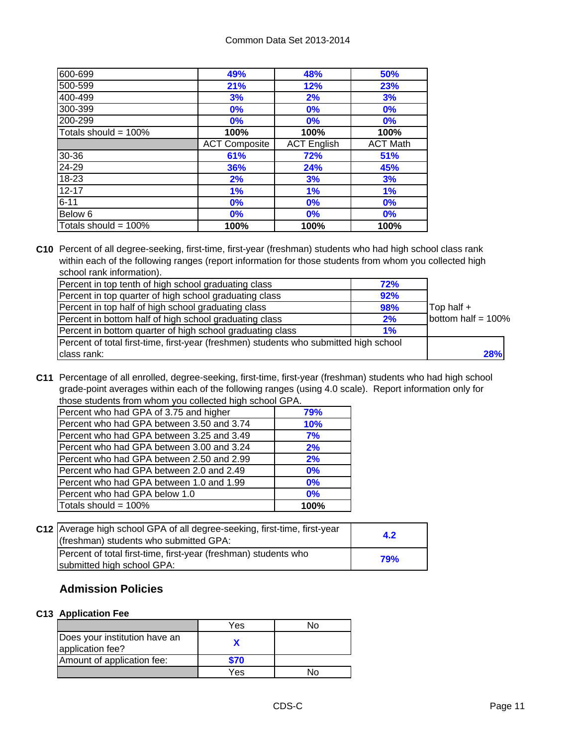| | | | |
|---|---|---|---|
| 600-699 | 49% | 48% | 50% |
| 500-599 | 21% | 12% | 23% |
| 400-499 | 3% | 2% | 3% |
| 300-399 | 0% | 0% | 0% |
| 200-299 | 0% | 0% | 0% |
| Totals should = 100% | 100% | 100% | 100% |
| | ACT Composite | ACT English | ACT Math |
| 30-36 | 61% | 72% | 51% |
| 24-29 | 36% | 24% | 45% |
| 18-23 | 2% | 3% | 3% |
| 12-17 | 1% | 1% | 1% |
| 6-11 | 0% | 0% | 0% |
| Below 6 | 0% | 0% | 0% |
| Totals should = 100% | 100% | 100% | 100% |

**C10** Percent of all degree-seeking, first-time, first-year (freshman) students who had high school class rank within each of the following ranges (report information for those students from whom you collected high school rank information).

| | | |
|---|---|---|
| Percent in top tenth of high school graduating class | 72% | |
| Percent in top quarter of high school graduating class | 92% | |
| Percent in top half of high school graduating class | 98% | Top half + bottom half = 100% |
| Percent in bottom half of high school graduating class | 2% | |
| Percent in bottom quarter of high school graduating class | 1% | |
| Percent of total first-time, first-year (freshmen) students who submitted high school class rank: | | 28% |

**C11** Percentage of all enrolled, degree-seeking, first-time, first-year (freshman) students who had high school grade-point averages within each of the following ranges (using 4.0 scale). Report information only for those students from whom you collected high school GPA.

| | |
|---|---|
| Percent who had GPA of 3.75 and higher | 79% |
| Percent who had GPA between 3.50 and 3.74 | 10% |
| Percent who had GPA between 3.25 and 3.49 | 7% |
| Percent who had GPA between 3.00 and 3.24 | 2% |
| Percent who had GPA between 2.50 and 2.99 | 2% |
| Percent who had GPA between 2.0 and 2.49 | 0% |
| Percent who had GPA between 1.0 and 1.99 | 0% |
| Percent who had GPA below 1.0 | 0% |
| Totals should = 100% | 100% |

**C12**

| | |
|---|---|
| Average high school GPA of all degree-seeking, first-time, first-year (freshman) students who submitted GPA: | 4.2 |
| Percent of total first-time, first-year (freshman) students who submitted high school GPA: | 79% |

## Admission Policies

**C13 Application Fee**

| | Yes | No |
|---|---|---|
| Does your institution have an application fee? | X | |
| Amount of application fee: | $70 | |
| | Yes | No |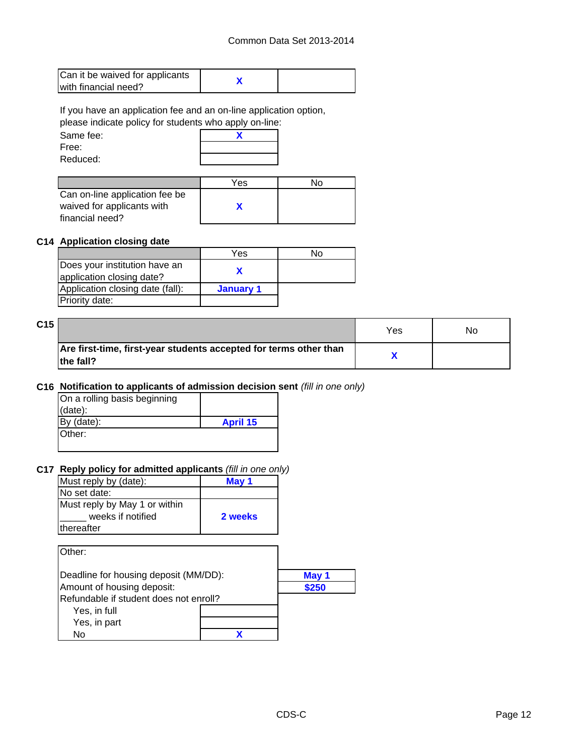| | | |
|---|---|---|
| Can it be waived for applicants with financial need? | X | |

If you have an application fee and an on-line application option, please indicate policy for students who apply on-line:

| | |
|---|---|
| Same fee: | X |
| Free: | |
| Reduced: | |

| | Yes | No |
|---|---|---|
| Can on-line application fee be waived for applicants with financial need? | X | |

**C14 Application closing date**

| | Yes | No |
|---|---|---|
| Does your institution have an application closing date? | X | |
| Application closing date (fall): | **January 1** | |
| Priority date: | | |

**C15**

| | Yes | No |
|---|---|---|
| **Are first-time, first-year students accepted for terms other than the fall?** | X | |

**C16 Notification to applicants of admission decision sent** *(fill in one only)*

| | |
|---|---|
| On a rolling basis beginning (date): | |
| By (date): | **April 15** |
| Other: | |

**C17 Reply policy for admitted applicants** *(fill in one only)*

| | |
|---|---|
| Must reply by (date): | **May 1** |
| No set date: | |
| Must reply by May 1 or within _____ weeks if notified thereafter | **2 weeks** |

| | |
|---|---|
| Other: | |
| Deadline for housing deposit (MM/DD): | **May 1** |
| Amount of housing deposit: | **$250** |
| Refundable if student does not enroll? | |
| Yes, in full | |
| Yes, in part | |
| No | X |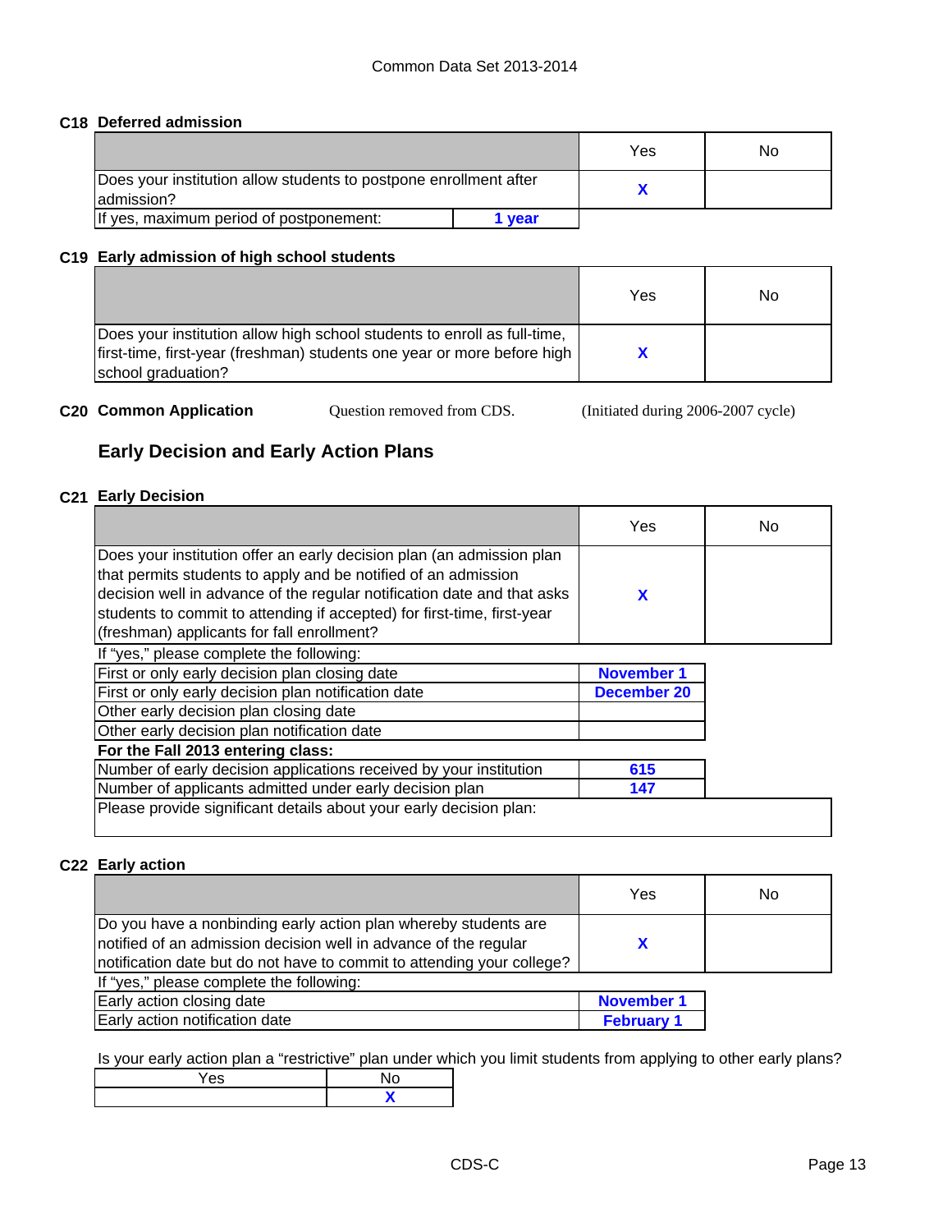## C18 Deferred admission

| | Yes | No |
|---|---|---|
| Does your institution allow students to postpone enrollment after admission? | X | |
| If yes, maximum period of postponement: 1 year | | |

## C19 Early admission of high school students

| | Yes | No |
|---|---|---|
| Does your institution allow high school students to enroll as full-time, first-time, first-year (freshman) students one year or more before high school graduation? | X | |

## C20 Common Application

Question removed from CDS. (Initiated during 2006-2007 cycle)

# Early Decision and Early Action Plans

## C21 Early Decision

| | Yes | No |
|---|---|---|
| Does your institution offer an early decision plan (an admission plan that permits students to apply and be notified of an admission decision well in advance of the regular notification date and that asks students to commit to attending if accepted) for first-time, first-year (freshman) applicants for fall enrollment? | X | |

If "yes," please complete the following:

| | |
|---|---|
| First or only early decision plan closing date | November 1 |
| First or only early decision plan notification date | December 20 |
| Other early decision plan closing date | |
| Other early decision plan notification date | |
| **For the Fall 2013 entering class:** | |
| Number of early decision applications received by your institution | 615 |
| Number of applicants admitted under early decision plan | 147 |

Please provide significant details about your early decision plan:

## C22 Early action

| | Yes | No |
|---|---|---|
| Do you have a nonbinding early action plan whereby students are notified of an admission decision well in advance of the regular notification date but do not have to commit to attending your college? | X | |

If "yes," please complete the following:

| | |
|---|---|
| Early action closing date | November 1 |
| Early action notification date | February 1 |

Is your early action plan a "restrictive" plan under which you limit students from applying to other early plans?

| Yes | No |
|---|---|
| | X |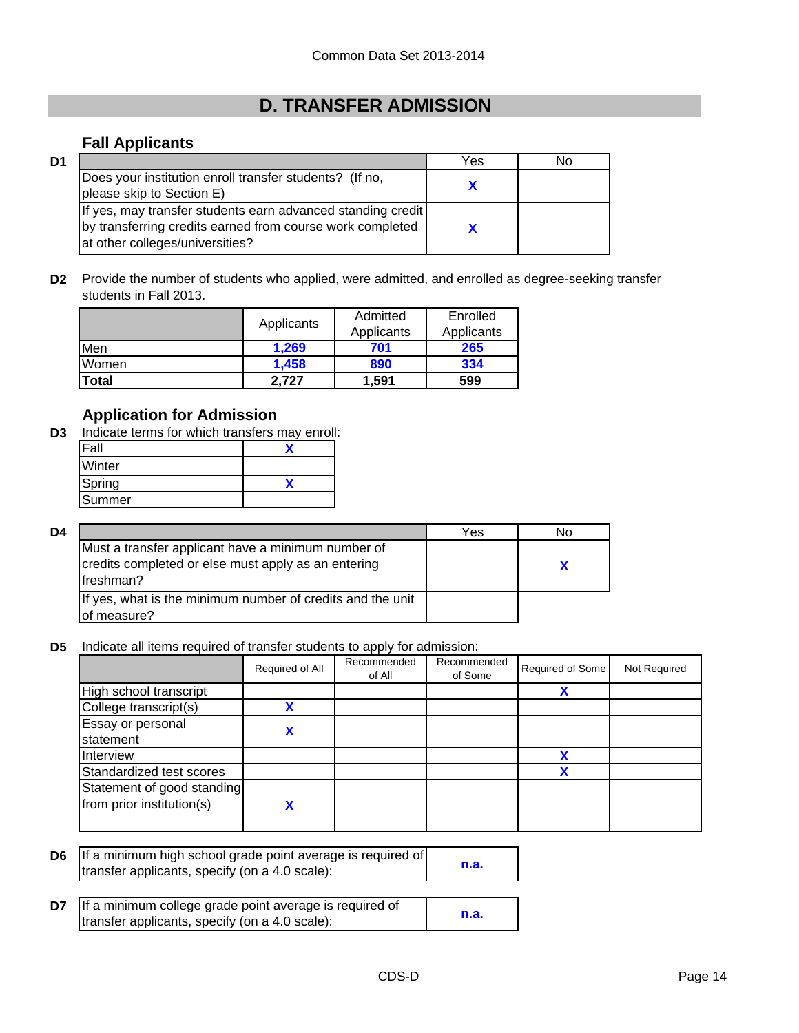## D. TRANSFER ADMISSION

### Fall Applicants

**D1**

| | Yes | No |
|---|---|---|
| Does your institution enroll transfer students? (If no, please skip to Section E) | X | |
| If yes, may transfer students earn advanced standing credit by transferring credits earned from course work completed at other colleges/universities? | X | |

**D2** Provide the number of students who applied, were admitted, and enrolled as degree-seeking transfer students in Fall 2013.

| | Applicants | Admitted Applicants | Enrolled Applicants |
|---|---|---|---|
| Men | 1,269 | 701 | 265 |
| Women | 1,458 | 890 | 334 |
| **Total** | **2,727** | **1,591** | **599** |

### Application for Admission

**D3** Indicate terms for which transfers may enroll:

| | |
|---|---|
| Fall | X |
| Winter | |
| Spring | X |
| Summer | |

**D4**

| | Yes | No |
|---|---|---|
| Must a transfer applicant have a minimum number of credits completed or else must apply as an entering freshman? | | X |
| If yes, what is the minimum number of credits and the unit of measure? | | |

**D5** Indicate all items required of transfer students to apply for admission:

| | Required of All | Recommended of All | Recommended of Some | Required of Some | Not Required |
|---|---|---|---|---|---|
| High school transcript | | | | X | |
| College transcript(s) | X | | | | |
| Essay or personal statement | X | | | | |
| Interview | | | | X | |
| Standardized test scores | | | | X | |
| Statement of good standing from prior institution(s) | X | | | | |

**D6**

| | |
|---|---|
| If a minimum high school grade point average is required of transfer applicants, specify (on a 4.0 scale): | n.a. |

**D7**

| | |
|---|---|
| If a minimum college grade point average is required of transfer applicants, specify (on a 4.0 scale): | n.a. |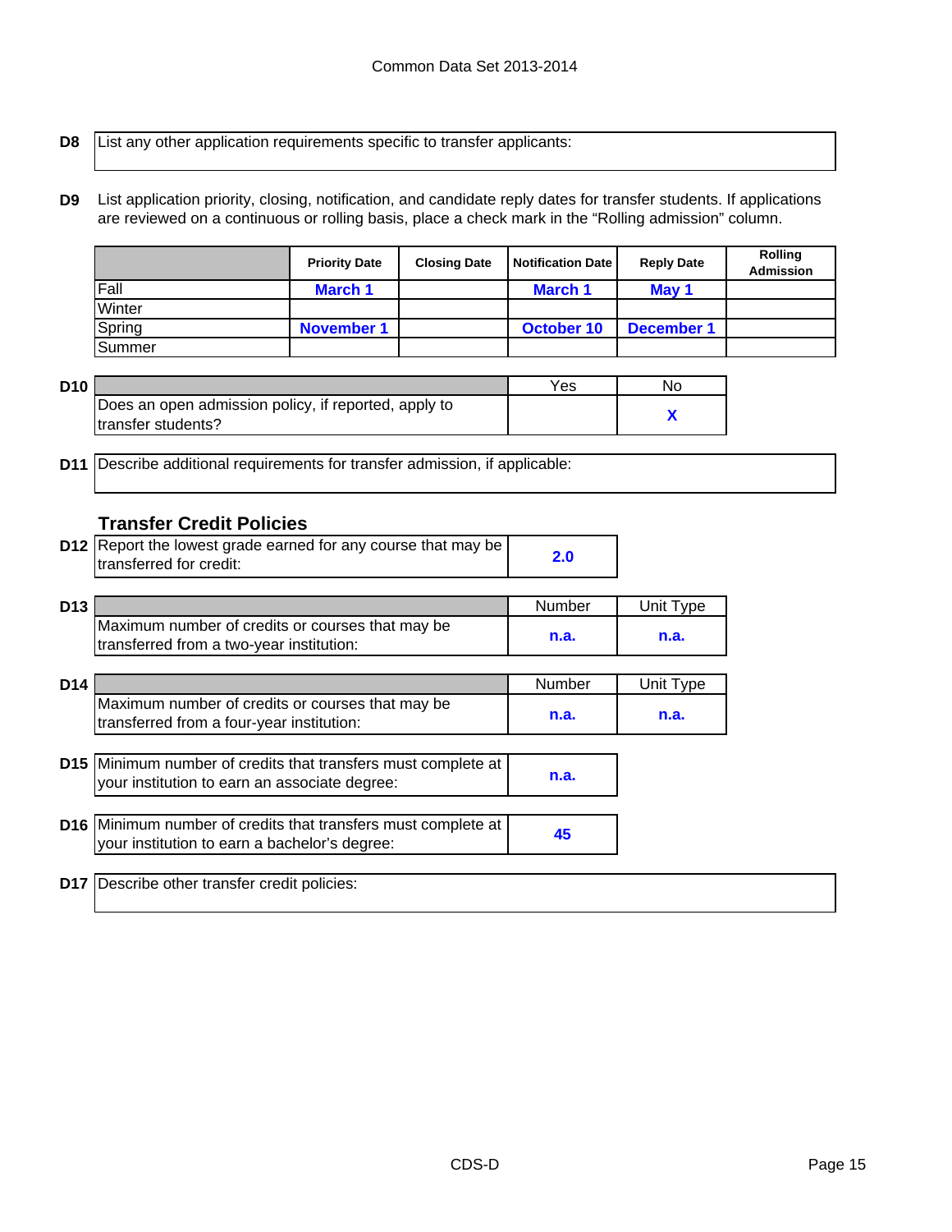**D8** List any other application requirements specific to transfer applicants:

**D9** List application priority, closing, notification, and candidate reply dates for transfer students. If applications are reviewed on a continuous or rolling basis, place a check mark in the "Rolling admission" column.

| | Priority Date | Closing Date | Notification Date | Reply Date | Rolling Admission |
|---|---|---|---|---|---|
| Fall | March 1 | | March 1 | May 1 | |
| Winter | | | | | |
| Spring | November 1 | | October 10 | December 1 | |
| Summer | | | | | |

**D10**

| | Yes | No |
|---|---|---|
| Does an open admission policy, if reported, apply to transfer students? | | X |

**D11** Describe additional requirements for transfer admission, if applicable:

## Transfer Credit Policies

**D12** Report the lowest grade earned for any course that may be transferred for credit: **2.0**

**D13**

| | Number | Unit Type |
|---|---|---|
| Maximum number of credits or courses that may be transferred from a two-year institution: | n.a. | n.a. |

**D14**

| | Number | Unit Type |
|---|---|---|
| Maximum number of credits or courses that may be transferred from a four-year institution: | n.a. | n.a. |

**D15** Minimum number of credits that transfers must complete at your institution to earn an associate degree: **n.a.**

**D16** Minimum number of credits that transfers must complete at your institution to earn a bachelor's degree: **45**

**D17** Describe other transfer credit policies: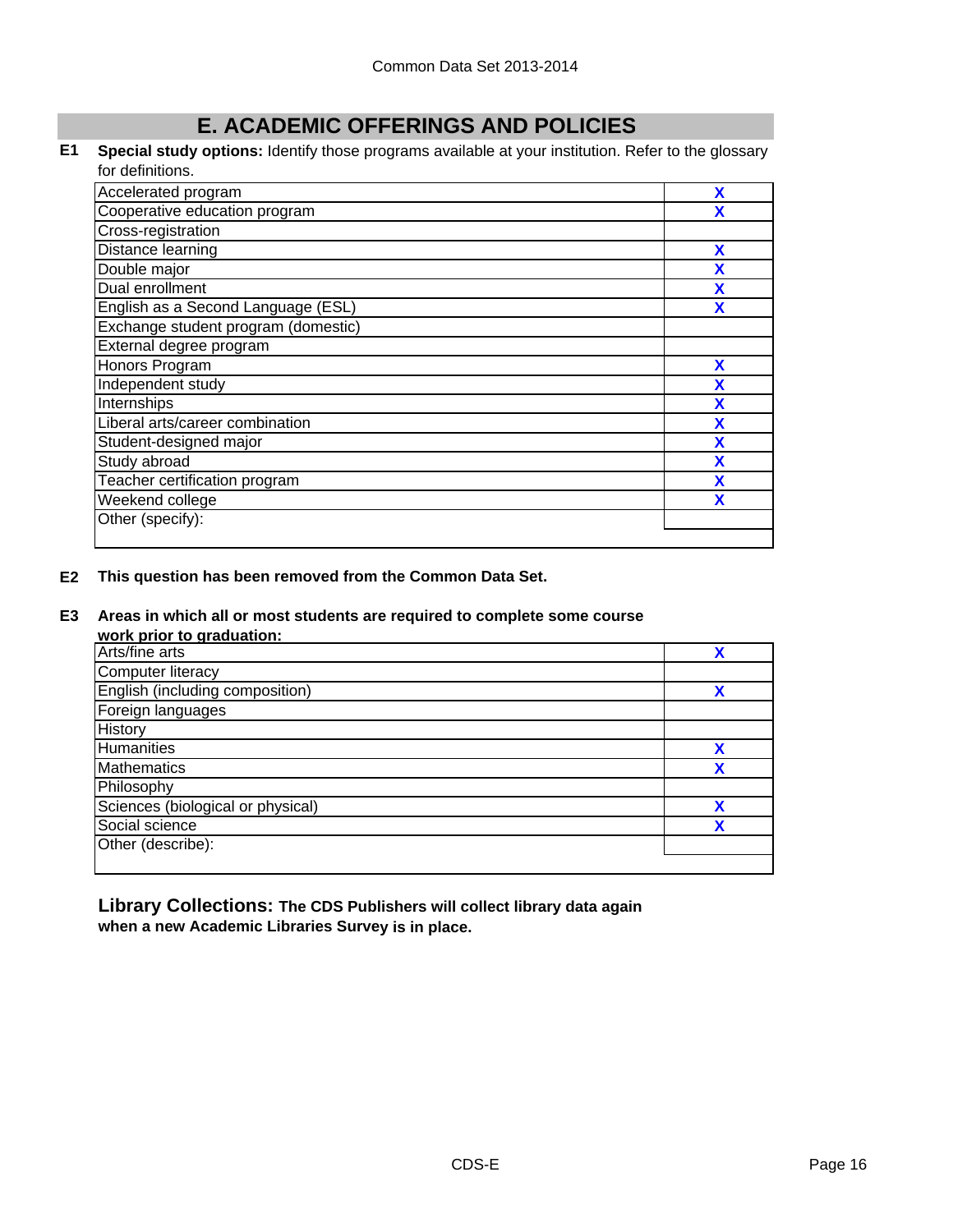## E. ACADEMIC OFFERINGS AND POLICIES

**E1** **Special study options:** Identify those programs available at your institution. Refer to the glossary for definitions.

| Program | |
|---|---|
| Accelerated program | X |
| Cooperative education program | X |
| Cross-registration | |
| Distance learning | X |
| Double major | X |
| Dual enrollment | X |
| English as a Second Language (ESL) | X |
| Exchange student program (domestic) | |
| External degree program | |
| Honors Program | X |
| Independent study | X |
| Internships | X |
| Liberal arts/career combination | X |
| Student-designed major | X |
| Study abroad | X |
| Teacher certification program | X |
| Weekend college | X |
| Other (specify): | |

**E2** **This question has been removed from the Common Data Set.**

**E3** **Areas in which all or most students are required to complete some course work prior to graduation:**

| Area | |
|---|---|
| Arts/fine arts | X |
| Computer literacy | |
| English (including composition) | X |
| Foreign languages | |
| History | |
| Humanities | X |
| Mathematics | X |
| Philosophy | |
| Sciences (biological or physical) | X |
| Social science | X |
| Other (describe): | |

**Library Collections: The CDS Publishers will collect library data again when a new Academic Libraries Survey is in place.**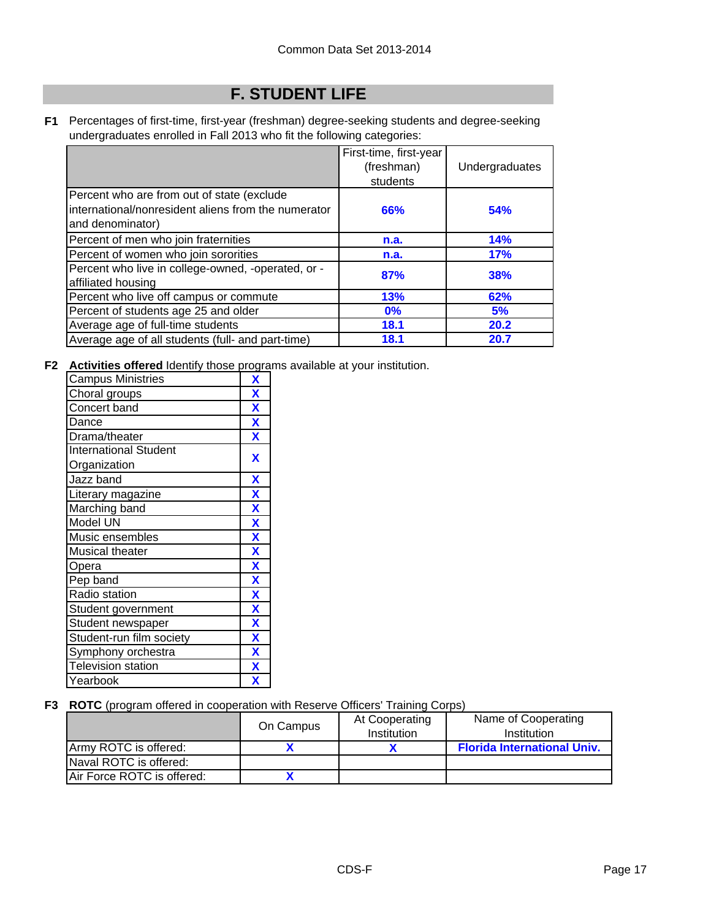## F. STUDENT LIFE

**F1** Percentages of first-time, first-year (freshman) degree-seeking students and degree-seeking undergraduates enrolled in Fall 2013 who fit the following categories:

| | First-time, first-year (freshman) students | Undergraduates |
|---|---|---|
| Percent who are from out of state (exclude international/nonresident aliens from the numerator and denominator) | 66% | 54% |
| Percent of men who join fraternities | n.a. | 14% |
| Percent of women who join sororities | n.a. | 17% |
| Percent who live in college-owned, -operated, or -affiliated housing | 87% | 38% |
| Percent who live off campus or commute | 13% | 62% |
| Percent of students age 25 and older | 0% | 5% |
| Average age of full-time students | 18.1 | 20.2 |
| Average age of all students (full- and part-time) | 18.1 | 20.7 |

**F2** **Activities offered** Identify those programs available at your institution.

| Activity | |
|---|---|
| Campus Ministries | X |
| Choral groups | X |
| Concert band | X |
| Dance | X |
| Drama/theater | X |
| International Student Organization | X |
| Jazz band | X |
| Literary magazine | X |
| Marching band | X |
| Model UN | X |
| Music ensembles | X |
| Musical theater | X |
| Opera | X |
| Pep band | X |
| Radio station | X |
| Student government | X |
| Student newspaper | X |
| Student-run film society | X |
| Symphony orchestra | X |
| Television station | X |
| Yearbook | X |

**F3** **ROTC** (program offered in cooperation with Reserve Officers' Training Corps)

| | On Campus | At Cooperating Institution | Name of Cooperating Institution |
|---|---|---|---|
| Army ROTC is offered: | X | X | Florida International Univ. |
| Naval ROTC is offered: | | | |
| Air Force ROTC is offered: | X | | |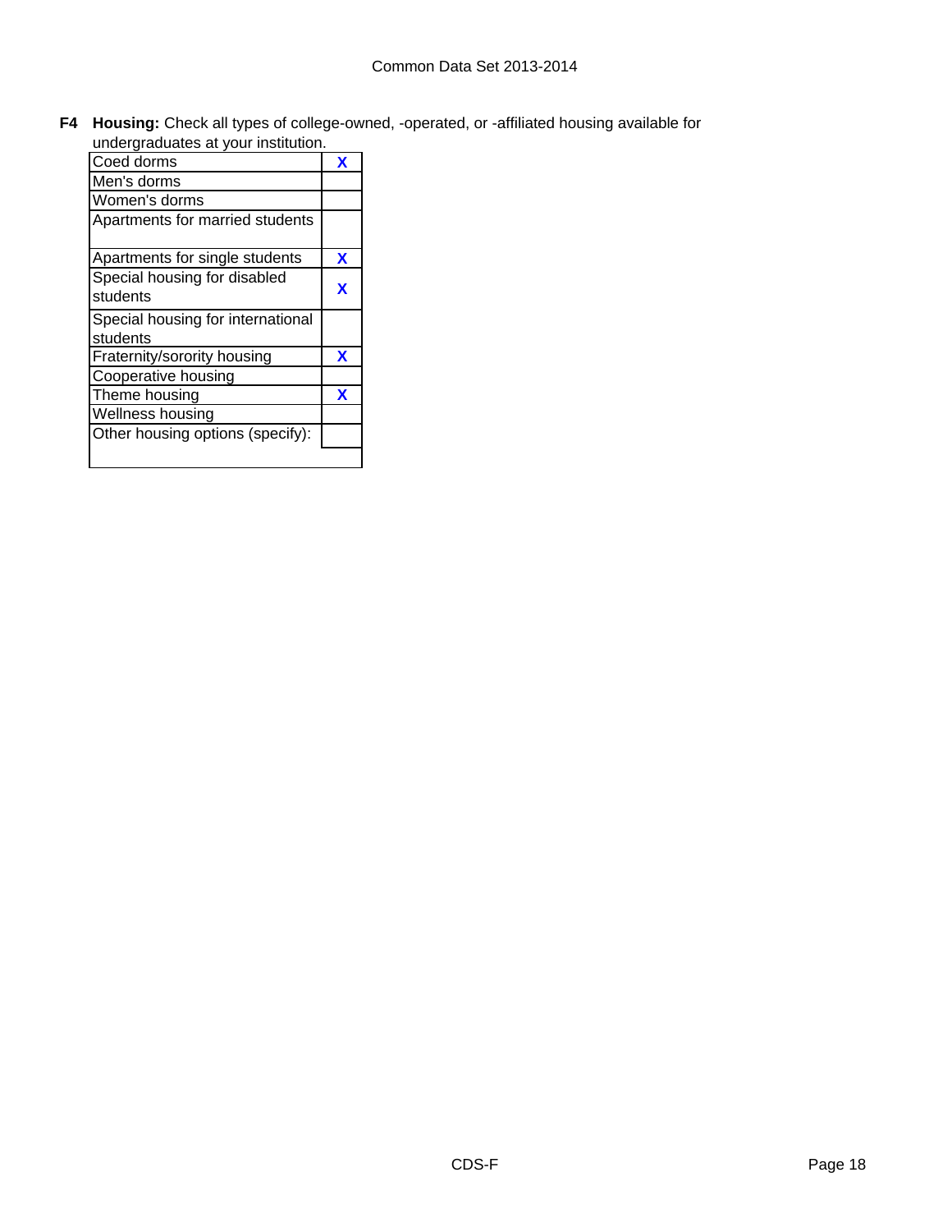**F4** **Housing:** Check all types of college-owned, -operated, or -affiliated housing available for undergraduates at your institution.

| Housing type | |
|---|---|
| Coed dorms | X |
| Men's dorms | |
| Women's dorms | |
| Apartments for married students | |
| Apartments for single students | X |
| Special housing for disabled students | X |
| Special housing for international students | |
| Fraternity/sorority housing | X |
| Cooperative housing | |
| Theme housing | X |
| Wellness housing | |
| Other housing options (specify): | |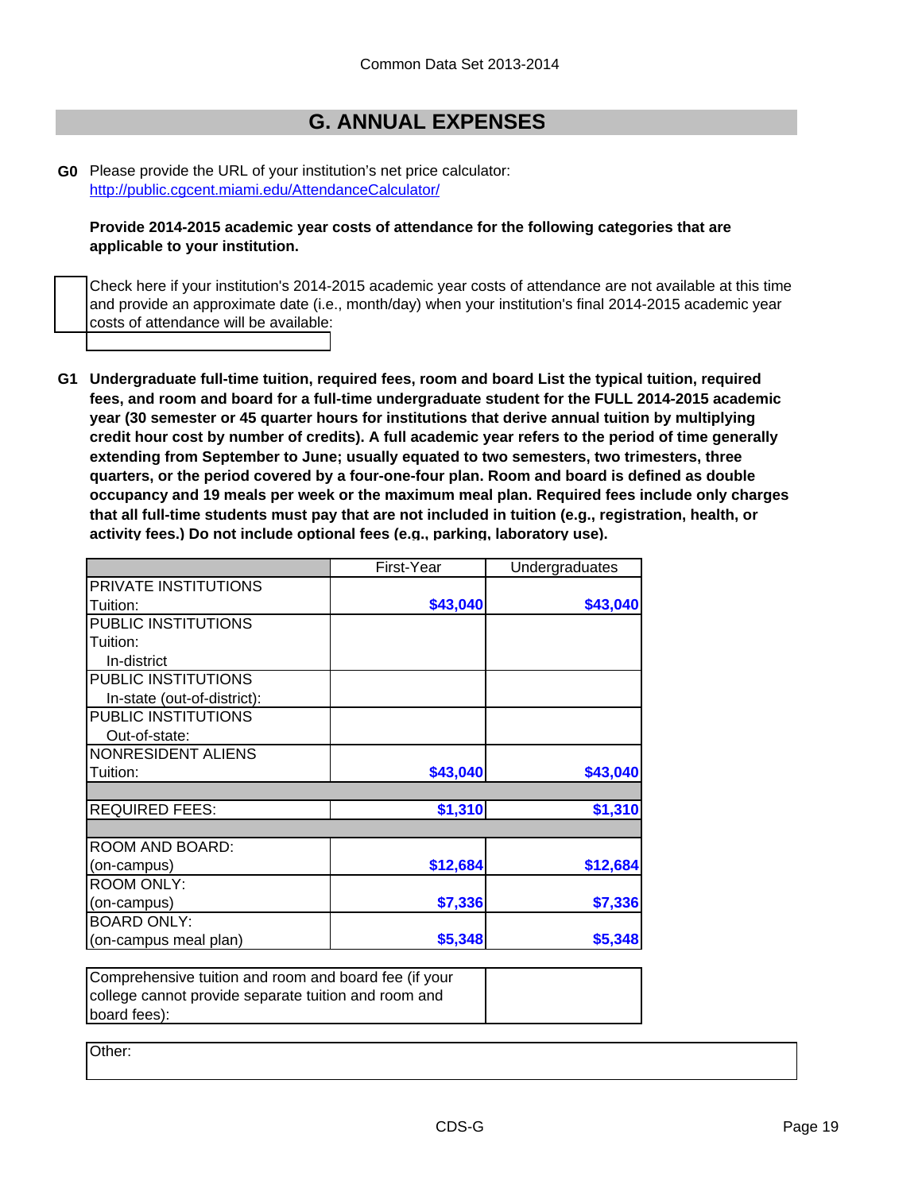Common Data Set 2013-2014

## G. ANNUAL EXPENSES

**G0** Please provide the URL of your institution's net price calculator:
http://public.cgcent.miami.edu/AttendanceCalculator/

**Provide 2014-2015 academic year costs of attendance for the following categories that are applicable to your institution.**

☐ Check here if your institution's 2014-2015 academic year costs of attendance are not available at this time and provide an approximate date (i.e., month/day) when your institution's final 2014-2015 academic year costs of attendance will be available:

**G1** **Undergraduate full-time tuition, required fees, room and board List the typical tuition, required fees, and room and board for a full-time undergraduate student for the FULL 2014-2015 academic year (30 semester or 45 quarter hours for institutions that derive annual tuition by multiplying credit hour cost by number of credits). A full academic year refers to the period of time generally extending from September to June; usually equated to two semesters, two trimesters, three quarters, or the period covered by a four-one-four plan. Room and board is defined as double occupancy and 19 meals per week or the maximum meal plan. Required fees include only charges that all full-time students must pay that are not included in tuition (e.g., registration, health, or activity fees.) Do not include optional fees (e.g., parking, laboratory use).**

| | First-Year | Undergraduates |
|---|---|---|
| PRIVATE INSTITUTIONS Tuition: | $43,040 | $43,040 |
| PUBLIC INSTITUTIONS Tuition: In-district | | |
| PUBLIC INSTITUTIONS In-state (out-of-district): | | |
| PUBLIC INSTITUTIONS Out-of-state: | | |
| NONRESIDENT ALIENS Tuition: | $43,040 | $43,040 |
| | | |
| REQUIRED FEES: | $1,310 | $1,310 |
| | | |
| ROOM AND BOARD: (on-campus) | $12,684 | $12,684 |
| ROOM ONLY: (on-campus) | $7,336 | $7,336 |
| BOARD ONLY: (on-campus meal plan) | $5,348 | $5,348 |

| Comprehensive tuition and room and board fee (if your college cannot provide separate tuition and room and board fees): | |
|---|---|

Other: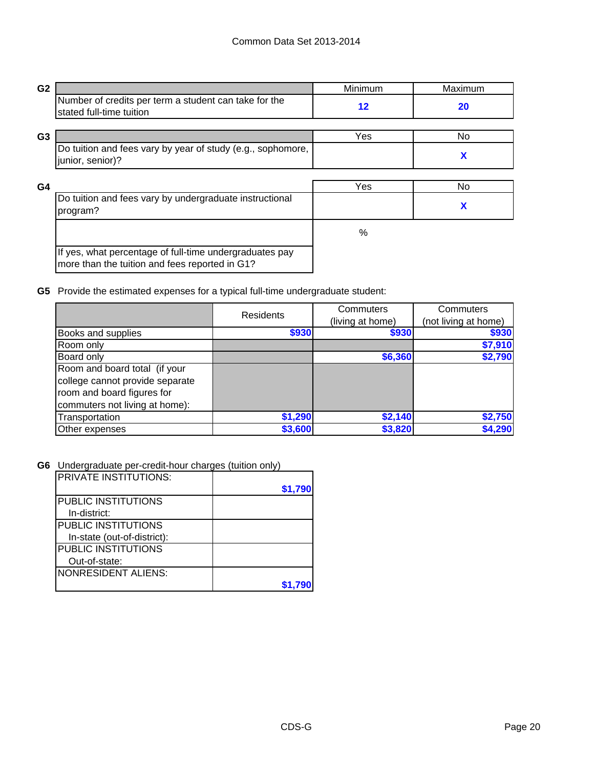## G2

| | Minimum | Maximum |
|---|---|---|
| Number of credits per term a student can take for the stated full-time tuition | 12 | 20 |

## G3

| | Yes | No |
|---|---|---|
| Do tuition and fees vary by year of study (e.g., sophomore, junior, senior)? | | X |

## G4

| | Yes | No |
|---|---|---|
| Do tuition and fees vary by undergraduate instructional program? | | X |
| | % | |
| If yes, what percentage of full-time undergraduates pay more than the tuition and fees reported in G1? | | |

## G5 Provide the estimated expenses for a typical full-time undergraduate student:

| | Residents | Commuters (living at home) | Commuters (not living at home) |
|---|---|---|---|
| Books and supplies | $930 | $930 | $930 |
| Room only | | | $7,910 |
| Board only | | $6,360 | $2,790 |
| Room and board total (if your college cannot provide separate room and board figures for commuters not living at home): | | | |
| Transportation | $1,290 | $2,140 | $2,750 |
| Other expenses | $3,600 | $3,820 | $4,290 |

## G6 Undergraduate per-credit-hour charges (tuition only)

| | |
|---|---|
| PRIVATE INSTITUTIONS: | $1,790 |
| PUBLIC INSTITUTIONS In-district: | |
| PUBLIC INSTITUTIONS In-state (out-of-district): | |
| PUBLIC INSTITUTIONS Out-of-state: | |
| NONRESIDENT ALIENS: | $1,790 |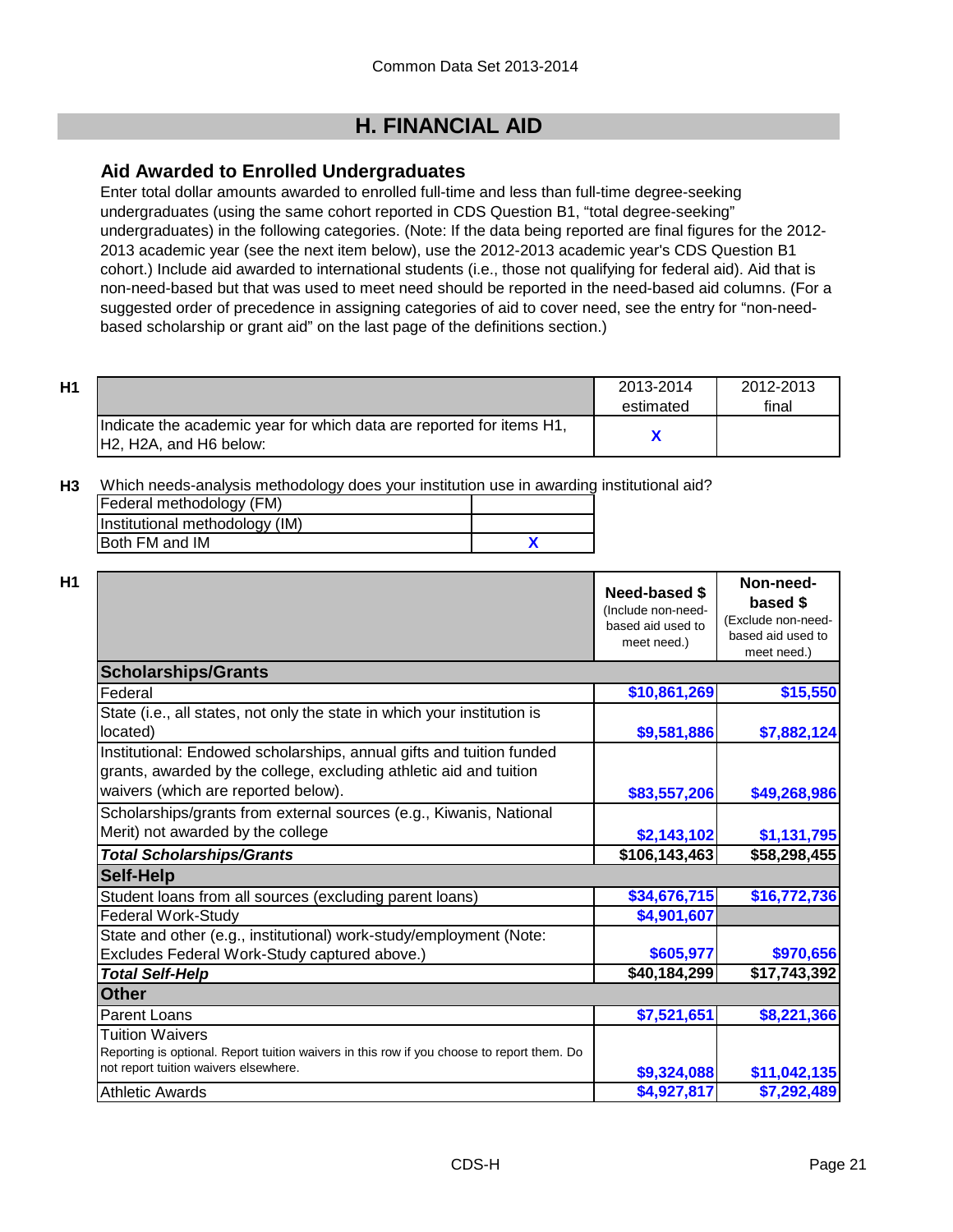## H. FINANCIAL AID

### Aid Awarded to Enrolled Undergraduates

Enter total dollar amounts awarded to enrolled full-time and less than full-time degree-seeking undergraduates (using the same cohort reported in CDS Question B1, "total degree-seeking" undergraduates) in the following categories. (Note: If the data being reported are final figures for the 2012-2013 academic year (see the next item below), use the 2012-2013 academic year's CDS Question B1 cohort.) Include aid awarded to international students (i.e., those not qualifying for federal aid). Aid that is non-need-based but that was used to meet need should be reported in the need-based aid columns. (For a suggested order of precedence in assigning categories of aid to cover need, see the entry for "non-need-based scholarship or grant aid" on the last page of the definitions section.)

**H1**

| | 2013-2014 estimated | 2012-2013 final |
|---|---|---|
| Indicate the academic year for which data are reported for items H1, H2, H2A, and H6 below: | X | |

**H3** Which needs-analysis methodology does your institution use in awarding institutional aid?

| | |
|---|---|
| Federal methodology (FM) | |
| Institutional methodology (IM) | |
| Both FM and IM | X |

**H1**

| | Need-based $ (Include non-need-based aid used to meet need.) | Non-need-based $ (Exclude non-need-based aid used to meet need.) |
|---|---|---|
| **Scholarships/Grants** | | |
| Federal | $10,861,269 | $15,550 |
| State (i.e., all states, not only the state in which your institution is located) | $9,581,886 | $7,882,124 |
| Institutional: Endowed scholarships, annual gifts and tuition funded grants, awarded by the college, excluding athletic aid and tuition waivers (which are reported below). | $83,557,206 | $49,268,986 |
| Scholarships/grants from external sources (e.g., Kiwanis, National Merit) not awarded by the college | $2,143,102 | $1,131,795 |
| ***Total Scholarships/Grants*** | $106,143,463 | $58,298,455 |
| **Self-Help** | | |
| Student loans from all sources (excluding parent loans) | $34,676,715 | $16,772,736 |
| Federal Work-Study | $4,901,607 | |
| State and other (e.g., institutional) work-study/employment (Note: Excludes Federal Work-Study captured above.) | $605,977 | $970,656 |
| ***Total Self-Help*** | $40,184,299 | $17,743,392 |
| **Other** | | |
| Parent Loans | $7,521,651 | $8,221,366 |
| Tuition Waivers<br>Reporting is optional. Report tuition waivers in this row if you choose to report them. Do not report tuition waivers elsewhere. | $9,324,088 | $11,042,135 |
| Athletic Awards | $4,927,817 | $7,292,489 |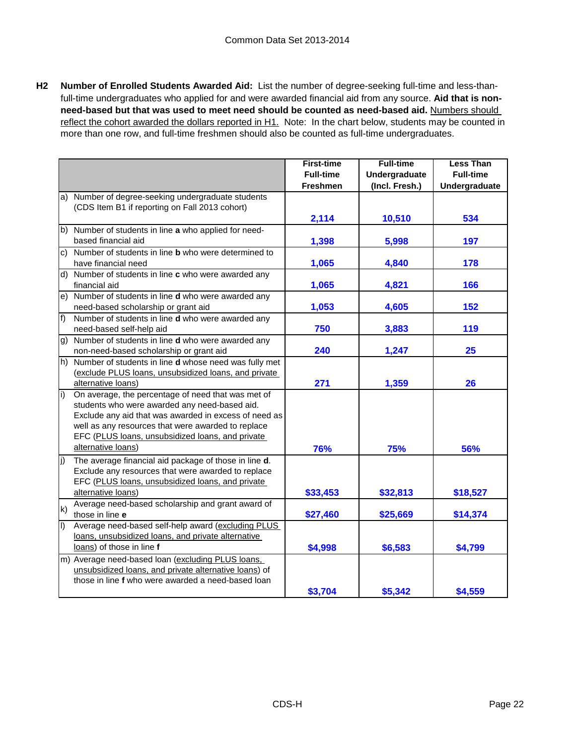**H2** **Number of Enrolled Students Awarded Aid:** List the number of degree-seeking full-time and less-than-full-time undergraduates who applied for and were awarded financial aid from any source. **Aid that is non-need-based but that was used to meet need should be counted as need-based aid.** Numbers should reflect the cohort awarded the dollars reported in H1. Note: In the chart below, students may be counted in more than one row, and full-time freshmen should also be counted as full-time undergraduates.

| | First-time Full-time Freshmen | Full-time Undergraduate (Incl. Fresh.) | Less Than Full-time Undergraduate |
|---|---|---|---|
| a) Number of degree-seeking undergraduate students (CDS Item B1 if reporting on Fall 2013 cohort) | 2,114 | 10,510 | 534 |
| b) Number of students in line **a** who applied for need-based financial aid | 1,398 | 5,998 | 197 |
| c) Number of students in line **b** who were determined to have financial need | 1,065 | 4,840 | 178 |
| d) Number of students in line **c** who were awarded any financial aid | 1,065 | 4,821 | 166 |
| e) Number of students in line **d** who were awarded any need-based scholarship or grant aid | 1,053 | 4,605 | 152 |
| f) Number of students in line **d** who were awarded any need-based self-help aid | 750 | 3,883 | 119 |
| g) Number of students in line **d** who were awarded any non-need-based scholarship or grant aid | 240 | 1,247 | 25 |
| h) Number of students in line **d** whose need was fully met (exclude PLUS loans, unsubsidized loans, and private alternative loans) | 271 | 1,359 | 26 |
| i) On average, the percentage of need that was met of students who were awarded any need-based aid. Exclude any aid that was awarded in excess of need as well as any resources that were awarded to replace EFC (PLUS loans, unsubsidized loans, and private alternative loans) | 76% | 75% | 56% |
| j) The average financial aid package of those in line **d**. Exclude any resources that were awarded to replace EFC (PLUS loans, unsubsidized loans, and private alternative loans) | $33,453 | $32,813 | $18,527 |
| k) Average need-based scholarship and grant award of those in line **e** | $27,460 | $25,669 | $14,374 |
| l) Average need-based self-help award (excluding PLUS loans, unsubsidized loans, and private alternative loans) of those in line **f** | $4,998 | $6,583 | $4,799 |
| m) Average need-based loan (excluding PLUS loans, unsubsidized loans, and private alternative loans) of those in line **f** who were awarded a need-based loan | $3,704 | $5,342 | $4,559 |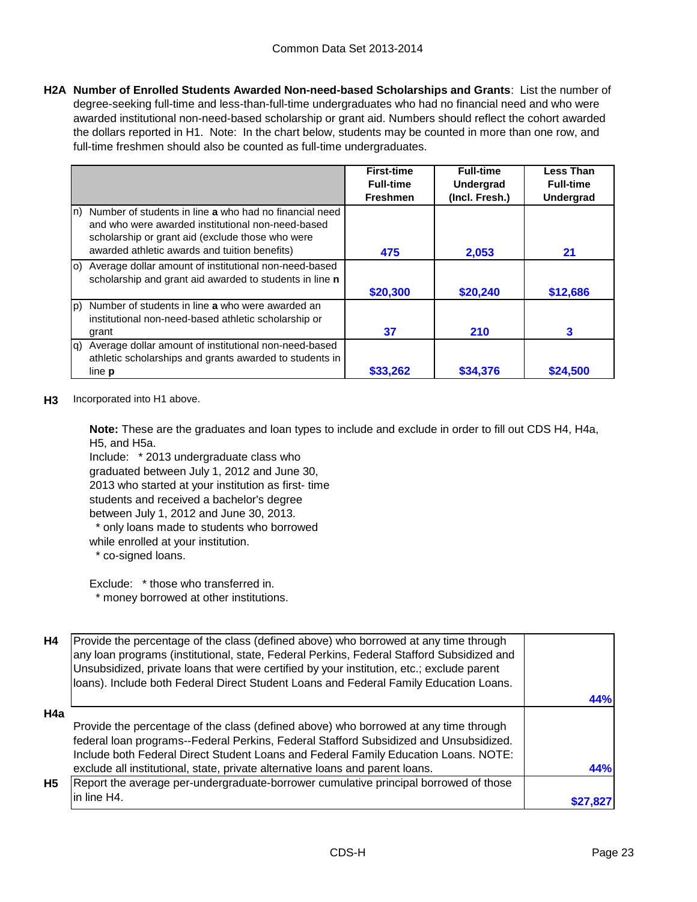**H2A Number of Enrolled Students Awarded Non-need-based Scholarships and Grants**: List the number of degree-seeking full-time and less-than-full-time undergraduates who had no financial need and who were awarded institutional non-need-based scholarship or grant aid. Numbers should reflect the cohort awarded the dollars reported in H1. Note: In the chart below, students may be counted in more than one row, and full-time freshmen should also be counted as full-time undergraduates.

| | First-time Full-time Freshmen | Full-time Undergrad (Incl. Fresh.) | Less Than Full-time Undergrad |
|---|---|---|---|
| n) Number of students in line **a** who had no financial need and who were awarded institutional non-need-based scholarship or grant aid (exclude those who were awarded athletic awards and tuition benefits) | 475 | 2,053 | 21 |
| o) Average dollar amount of institutional non-need-based scholarship and grant aid awarded to students in line **n** | $20,300 | $20,240 | $12,686 |
| p) Number of students in line **a** who were awarded an institutional non-need-based athletic scholarship or grant | 37 | 210 | 3 |
| q) Average dollar amount of institutional non-need-based athletic scholarships and grants awarded to students in line **p** | $33,262 | $34,376 | $24,500 |

**H3** Incorporated into H1 above.

**Note:** These are the graduates and loan types to include and exclude in order to fill out CDS H4, H4a, H5, and H5a.

Include: * 2013 undergraduate class who graduated between July 1, 2012 and June 30, 2013 who started at your institution as first- time students and received a bachelor's degree between July 1, 2012 and June 30, 2013.
* only loans made to students who borrowed while enrolled at your institution.
* co-signed loans.

Exclude: * those who transferred in.
* money borrowed at other institutions.

| | | |
|---|---|---|
| **H4** | Provide the percentage of the class (defined above) who borrowed at any time through any loan programs (institutional, state, Federal Perkins, Federal Stafford Subsidized and Unsubsidized, private loans that were certified by your institution, etc.; exclude parent loans). Include both Federal Direct Student Loans and Federal Family Education Loans. | 44% |
| **H4a** | Provide the percentage of the class (defined above) who borrowed at any time through federal loan programs--Federal Perkins, Federal Stafford Subsidized and Unsubsidized. Include both Federal Direct Student Loans and Federal Family Education Loans. NOTE: exclude all institutional, state, private alternative loans and parent loans. | 44% |
| **H5** | Report the average per-undergraduate-borrower cumulative principal borrowed of those in line H4. | $27,827 |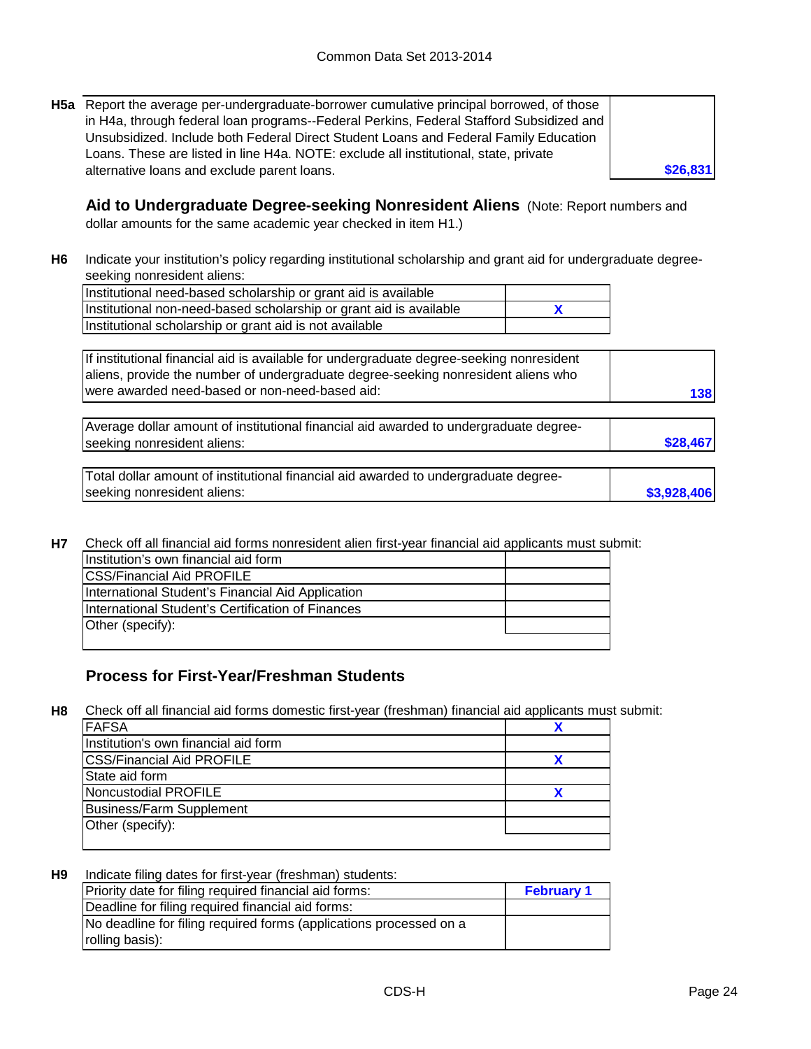**H5a** Report the average per-undergraduate-borrower cumulative principal borrowed, of those in H4a, through federal loan programs--Federal Perkins, Federal Stafford Subsidized and Unsubsidized. Include both Federal Direct Student Loans and Federal Family Education Loans. These are listed in line H4a. NOTE: exclude all institutional, state, private alternative loans and exclude parent loans. **$26,831**

## Aid to Undergraduate Degree-seeking Nonresident Aliens

(Note: Report numbers and dollar amounts for the same academic year checked in item H1.)

**H6** Indicate your institution's policy regarding institutional scholarship and grant aid for undergraduate degree-seeking nonresident aliens:

| | |
|---|---|
| Institutional need-based scholarship or grant aid is available | |
| Institutional non-need-based scholarship or grant aid is available | X |
| Institutional scholarship or grant aid is not available | |

| | |
|---|---|
| If institutional financial aid is available for undergraduate degree-seeking nonresident aliens, provide the number of undergraduate degree-seeking nonresident aliens who were awarded need-based or non-need-based aid: | 138 |
| Average dollar amount of institutional financial aid awarded to undergraduate degree-seeking nonresident aliens: | $28,467 |
| Total dollar amount of institutional financial aid awarded to undergraduate degree-seeking nonresident aliens: | $3,928,406 |

**H7** Check off all financial aid forms nonresident alien first-year financial aid applicants must submit:

| | |
|---|---|
| Institution's own financial aid form | |
| CSS/Financial Aid PROFILE | |
| International Student's Financial Aid Application | |
| International Student's Certification of Finances | |
| Other (specify): | |

## Process for First-Year/Freshman Students

**H8** Check off all financial aid forms domestic first-year (freshman) financial aid applicants must submit:

| | |
|---|---|
| FAFSA | X |
| Institution's own financial aid form | |
| CSS/Financial Aid PROFILE | X |
| State aid form | |
| Noncustodial PROFILE | X |
| Business/Farm Supplement | |
| Other (specify): | |

**H9** Indicate filing dates for first-year (freshman) students:

| | |
|---|---|
| Priority date for filing required financial aid forms: | February 1 |
| Deadline for filing required financial aid forms: | |
| No deadline for filing required forms (applications processed on a rolling basis): | |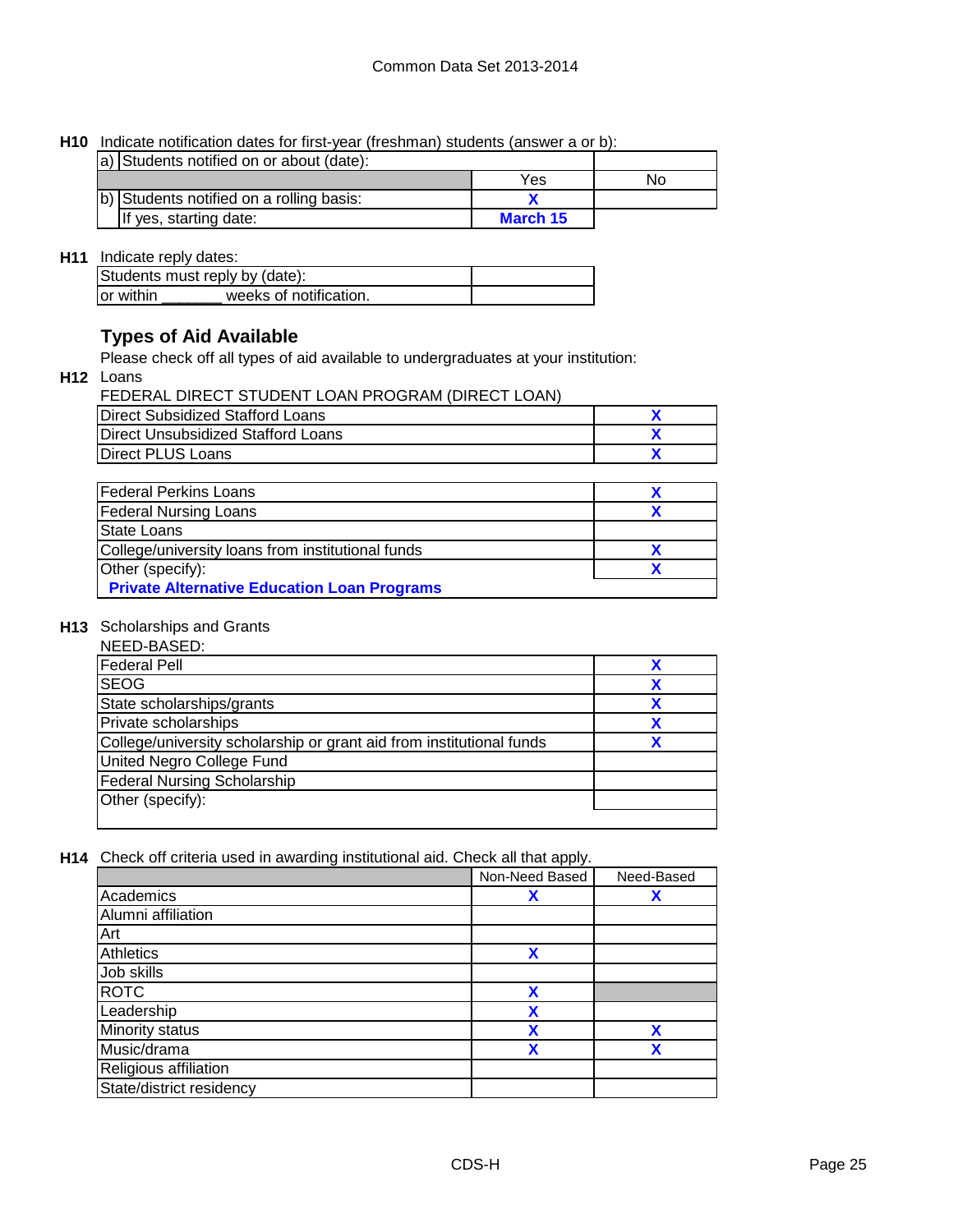**H10** Indicate notification dates for first-year (freshman) students (answer a or b):

| | | | |
|---|---|---|---|
| a) | Students notified on or about (date): | | |
| | | Yes | No |
| b) | Students notified on a rolling basis: | X | |
| | If yes, starting date: | March 15 | |

**H11** Indicate reply dates:

| | |
|---|---|
| Students must reply by (date): | |
| or within _______ weeks of notification. | |

## Types of Aid Available

Please check off all types of aid available to undergraduates at your institution:

**H12** Loans

FEDERAL DIRECT STUDENT LOAN PROGRAM (DIRECT LOAN)

| | |
|---|---|
| Direct Subsidized Stafford Loans | X |
| Direct Unsubsidized Stafford Loans | X |
| Direct PLUS Loans | X |

| | |
|---|---|
| Federal Perkins Loans | X |
| Federal Nursing Loans | X |
| State Loans | |
| College/university loans from institutional funds | X |
| Other (specify): | X |
| **Private Alternative Education Loan Programs** | |

**H13** Scholarships and Grants

NEED-BASED:

| | |
|---|---|
| Federal Pell | X |
| SEOG | X |
| State scholarships/grants | X |
| Private scholarships | X |
| College/university scholarship or grant aid from institutional funds | X |
| United Negro College Fund | |
| Federal Nursing Scholarship | |
| Other (specify): | |

**H14** Check off criteria used in awarding institutional aid. Check all that apply.

| | Non-Need Based | Need-Based |
|---|---|---|
| Academics | X | X |
| Alumni affiliation | | |
| Art | | |
| Athletics | X | |
| Job skills | | |
| ROTC | X | |
| Leadership | X | |
| Minority status | X | X |
| Music/drama | X | X |
| Religious affiliation | | |
| State/district residency | | |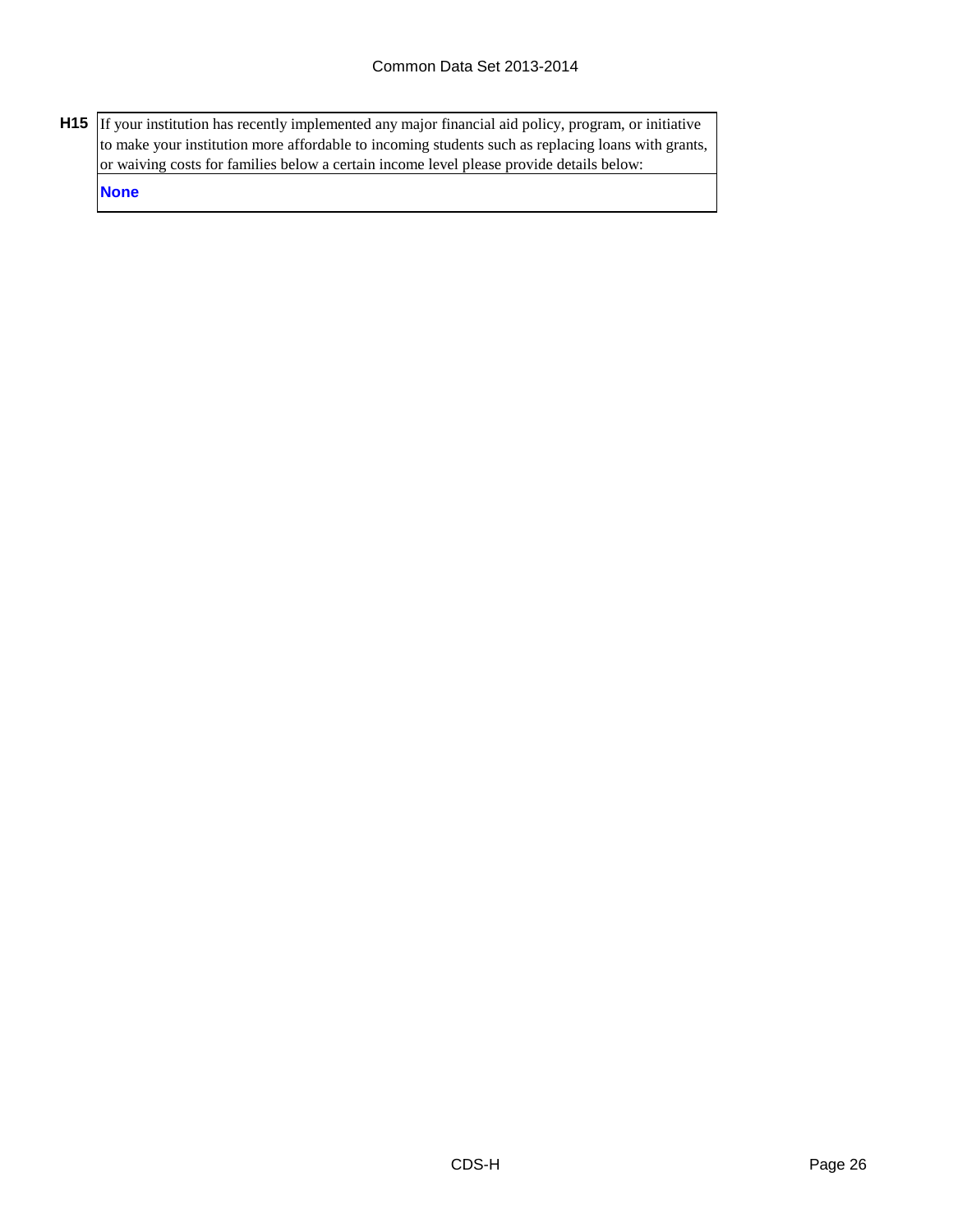**H15** If your institution has recently implemented any major financial aid policy, program, or initiative to make your institution more affordable to incoming students such as replacing loans with grants, or waiving costs for families below a certain income level please provide details below:

**None**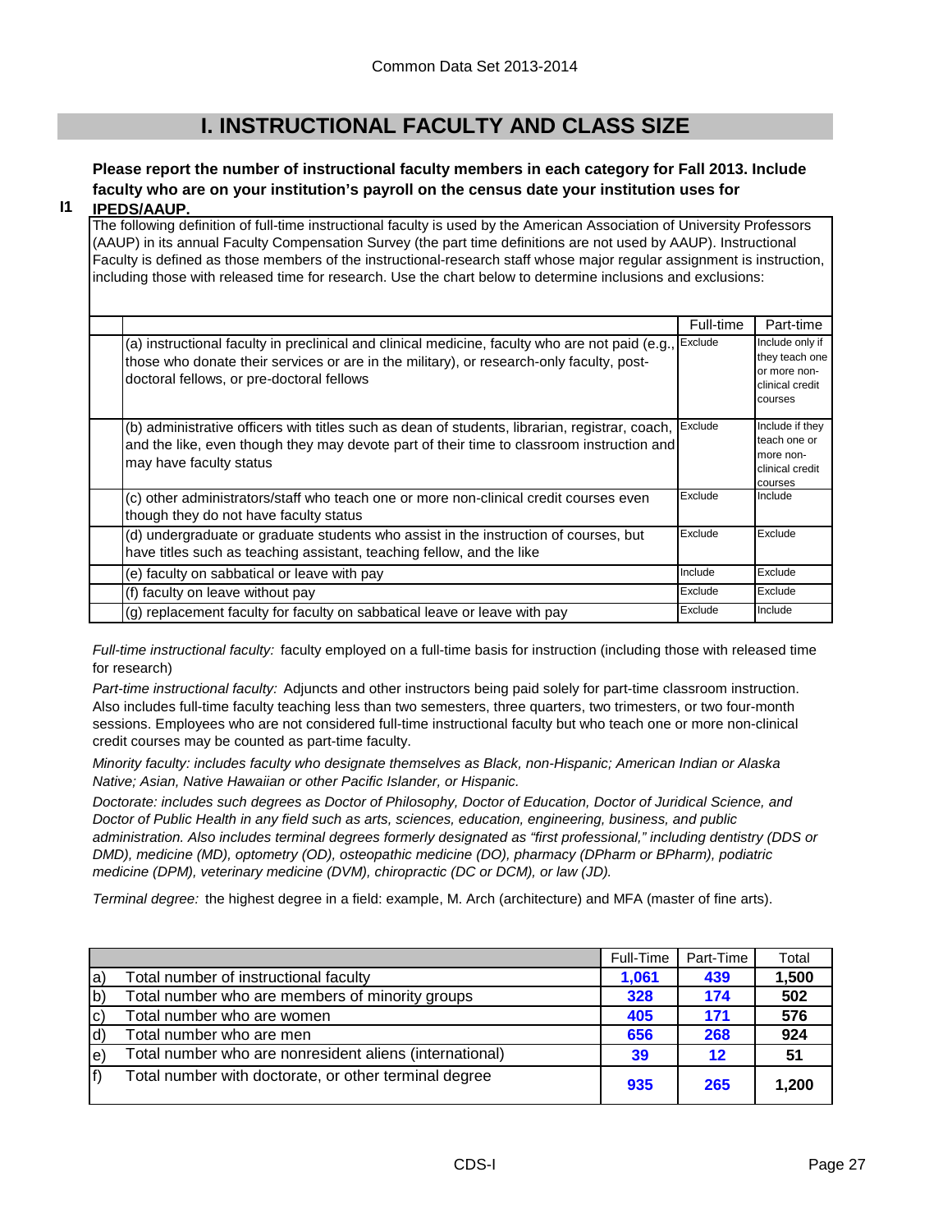# I. INSTRUCTIONAL FACULTY AND CLASS SIZE

**I1** **Please report the number of instructional faculty members in each category for Fall 2013. Include faculty who are on your institution's payroll on the census date your institution uses for IPEDS/AAUP.**

The following definition of full-time instructional faculty is used by the American Association of University Professors (AAUP) in its annual Faculty Compensation Survey (the part time definitions are not used by AAUP). Instructional Faculty is defined as those members of the instructional-research staff whose major regular assignment is instruction, including those with released time for research. Use the chart below to determine inclusions and exclusions:

| | Full-time | Part-time |
|---|---|---|
| (a) instructional faculty in preclinical and clinical medicine, faculty who are not paid (e.g., those who donate their services or are in the military), or research-only faculty, post-doctoral fellows, or pre-doctoral fellows | Exclude | Include only if they teach one or more non-clinical credit courses |
| (b) administrative officers with titles such as dean of students, librarian, registrar, coach, and the like, even though they may devote part of their time to classroom instruction and may have faculty status | Exclude | Include if they teach one or more non-clinical credit courses |
| (c) other administrators/staff who teach one or more non-clinical credit courses even though they do not have faculty status | Exclude | Include |
| (d) undergraduate or graduate students who assist in the instruction of courses, but have titles such as teaching assistant, teaching fellow, and the like | Exclude | Exclude |
| (e) faculty on sabbatical or leave with pay | Include | Exclude |
| (f) faculty on leave without pay | Exclude | Exclude |
| (g) replacement faculty for faculty on sabbatical leave or leave with pay | Exclude | Include |

*Full-time instructional faculty:* faculty employed on a full-time basis for instruction (including those with released time for research)

*Part-time instructional faculty:* Adjuncts and other instructors being paid solely for part-time classroom instruction. Also includes full-time faculty teaching less than two semesters, three quarters, two trimesters, or two four-month sessions. Employees who are not considered full-time instructional faculty but who teach one or more non-clinical credit courses may be counted as part-time faculty.

*Minority faculty: includes faculty who designate themselves as Black, non-Hispanic; American Indian or Alaska Native; Asian, Native Hawaiian or other Pacific Islander, or Hispanic.*

*Doctorate: includes such degrees as Doctor of Philosophy, Doctor of Education, Doctor of Juridical Science, and Doctor of Public Health in any field such as arts, sciences, education, engineering, business, and public administration. Also includes terminal degrees formerly designated as "first professional," including dentistry (DDS or DMD), medicine (MD), optometry (OD), osteopathic medicine (DO), pharmacy (DPharm or BPharm), podiatric medicine (DPM), veterinary medicine (DVM), chiropractic (DC or DCM), or law (JD).*

*Terminal degree:* the highest degree in a field: example, M. Arch (architecture) and MFA (master of fine arts).

| | | Full-Time | Part-Time | Total |
|---|---|---|---|---|
| a) | Total number of instructional faculty | 1,061 | 439 | 1,500 |
| b) | Total number who are members of minority groups | 328 | 174 | 502 |
| c) | Total number who are women | 405 | 171 | 576 |
| d) | Total number who are men | 656 | 268 | 924 |
| e) | Total number who are nonresident aliens (international) | 39 | 12 | 51 |
| f) | Total number with doctorate, or other terminal degree | 935 | 265 | 1,200 |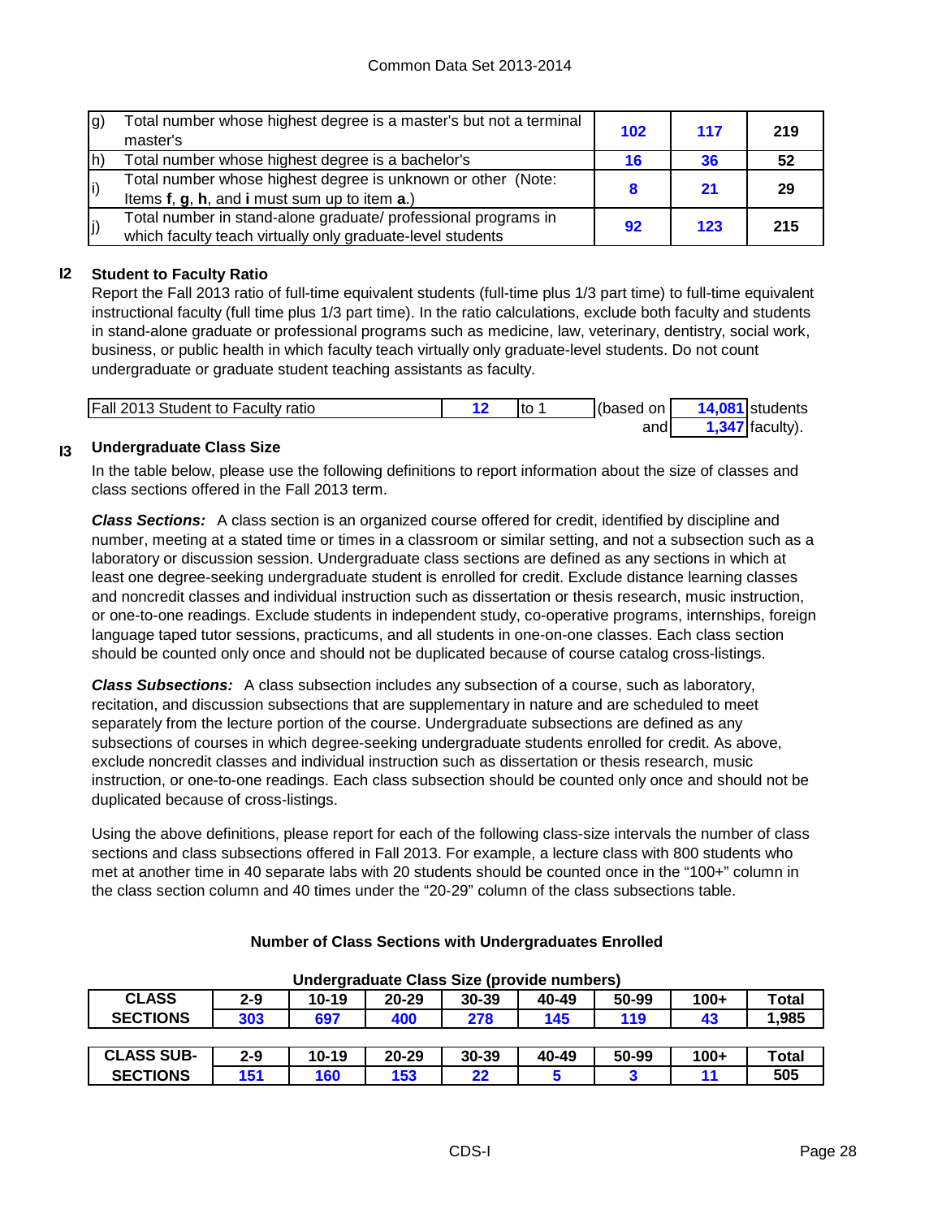| | | | | |
|---|---|---|---|---|
| g) | Total number whose highest degree is a master's but not a terminal master's | 102 | 117 | 219 |
| h) | Total number whose highest degree is a bachelor's | 16 | 36 | 52 |
| i) | Total number whose highest degree is unknown or other (Note: Items **f**, **g**, **h**, and **i** must sum up to item **a**.) | 8 | 21 | 29 |
| j) | Total number in stand-alone graduate/ professional programs in which faculty teach virtually only graduate-level students | 92 | 123 | 215 |

## I2 Student to Faculty Ratio

Report the Fall 2013 ratio of full-time equivalent students (full-time plus 1/3 part time) to full-time equivalent instructional faculty (full time plus 1/3 part time). In the ratio calculations, exclude both faculty and students in stand-alone graduate or professional programs such as medicine, law, veterinary, dentistry, social work, business, or public health in which faculty teach virtually only graduate-level students. Do not count undergraduate or graduate student teaching assistants as faculty.

| | | | | | |
|---|---|---|---|---|---|
| Fall 2013 Student to Faculty ratio | 12 | to 1 | (based on | 14,081 | students |
| | | | and | 1,347 | faculty). |

## I3 Undergraduate Class Size

In the table below, please use the following definitions to report information about the size of classes and class sections offered in the Fall 2013 term.

***Class Sections:*** A class section is an organized course offered for credit, identified by discipline and number, meeting at a stated time or times in a classroom or similar setting, and not a subsection such as a laboratory or discussion session. Undergraduate class sections are defined as any sections in which at least one degree-seeking undergraduate student is enrolled for credit. Exclude distance learning classes and noncredit classes and individual instruction such as dissertation or thesis research, music instruction, or one-to-one readings. Exclude students in independent study, co-operative programs, internships, foreign language taped tutor sessions, practicums, and all students in one-on-one classes. Each class section should be counted only once and should not be duplicated because of course catalog cross-listings.

***Class Subsections:*** A class subsection includes any subsection of a course, such as laboratory, recitation, and discussion subsections that are supplementary in nature and are scheduled to meet separately from the lecture portion of the course. Undergraduate subsections are defined as any subsections of courses in which degree-seeking undergraduate students enrolled for credit. As above, exclude noncredit classes and individual instruction such as dissertation or thesis research, music instruction, or one-to-one readings. Each class subsection should be counted only once and should not be duplicated because of cross-listings.

Using the above definitions, please report for each of the following class-size intervals the number of class sections and class subsections offered in Fall 2013. For example, a lecture class with 800 students who met at another time in 40 separate labs with 20 students should be counted once in the "100+" column in the class section column and 40 times under the "20-29" column of the class subsections table.

**Number of Class Sections with Undergraduates Enrolled**

**Undergraduate Class Size (provide numbers)**

| CLASS SECTIONS | 2-9 | 10-19 | 20-29 | 30-39 | 40-49 | 50-99 | 100+ | Total |
|---|---|---|---|---|---|---|---|---|
| | 303 | 697 | 400 | 278 | 145 | 119 | 43 | 1,985 |

| CLASS SUB-SECTIONS | 2-9 | 10-19 | 20-29 | 30-39 | 40-49 | 50-99 | 100+ | Total |
|---|---|---|---|---|---|---|---|---|
| | 151 | 160 | 153 | 22 | 5 | 3 | 11 | 505 |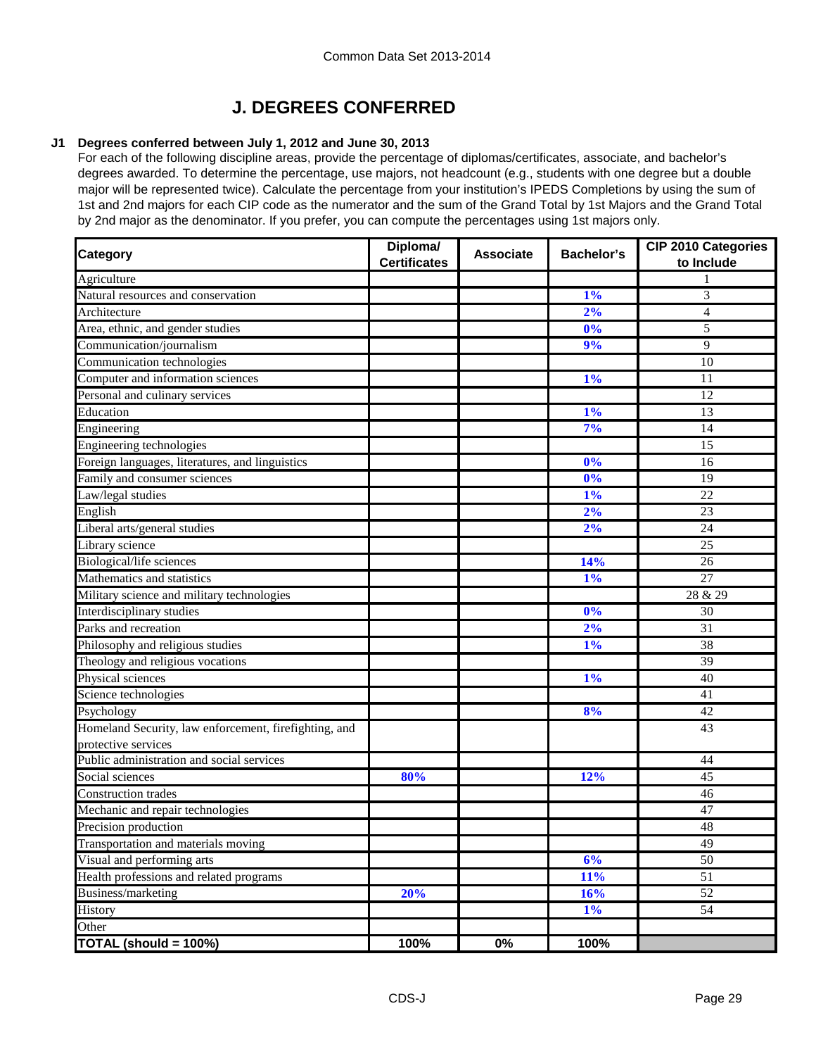# J. DEGREES CONFERRED

**J1 Degrees conferred between July 1, 2012 and June 30, 2013**

For each of the following discipline areas, provide the percentage of diplomas/certificates, associate, and bachelor's degrees awarded. To determine the percentage, use majors, not headcount (e.g., students with one degree but a double major will be represented twice). Calculate the percentage from your institution's IPEDS Completions by using the sum of 1st and 2nd majors for each CIP code as the numerator and the sum of the Grand Total by 1st Majors and the Grand Total by 2nd major as the denominator. If you prefer, you can compute the percentages using 1st majors only.

| Category | Diploma/ Certificates | Associate | Bachelor's | CIP 2010 Categories to Include |
|---|---|---|---|---|
| Agriculture | | | | 1 |
| Natural resources and conservation | | | 1% | 3 |
| Architecture | | | 2% | 4 |
| Area, ethnic, and gender studies | | | 0% | 5 |
| Communication/journalism | | | 9% | 9 |
| Communication technologies | | | | 10 |
| Computer and information sciences | | | 1% | 11 |
| Personal and culinary services | | | | 12 |
| Education | | | 1% | 13 |
| Engineering | | | 7% | 14 |
| Engineering technologies | | | | 15 |
| Foreign languages, literatures, and linguistics | | | 0% | 16 |
| Family and consumer sciences | | | 0% | 19 |
| Law/legal studies | | | 1% | 22 |
| English | | | 2% | 23 |
| Liberal arts/general studies | | | 2% | 24 |
| Library science | | | | 25 |
| Biological/life sciences | | | 14% | 26 |
| Mathematics and statistics | | | 1% | 27 |
| Military science and military technologies | | | | 28 & 29 |
| Interdisciplinary studies | | | 0% | 30 |
| Parks and recreation | | | 2% | 31 |
| Philosophy and religious studies | | | 1% | 38 |
| Theology and religious vocations | | | | 39 |
| Physical sciences | | | 1% | 40 |
| Science technologies | | | | 41 |
| Psychology | | | 8% | 42 |
| Homeland Security, law enforcement, firefighting, and protective services | | | | 43 |
| Public administration and social services | | | | 44 |
| Social sciences | 80% | | 12% | 45 |
| Construction trades | | | | 46 |
| Mechanic and repair technologies | | | | 47 |
| Precision production | | | | 48 |
| Transportation and materials moving | | | | 49 |
| Visual and performing arts | | | 6% | 50 |
| Health professions and related programs | | | 11% | 51 |
| Business/marketing | 20% | | 16% | 52 |
| History | | | 1% | 54 |
| Other | | | | |
| **TOTAL (should = 100%)** | **100%** | **0%** | **100%** | |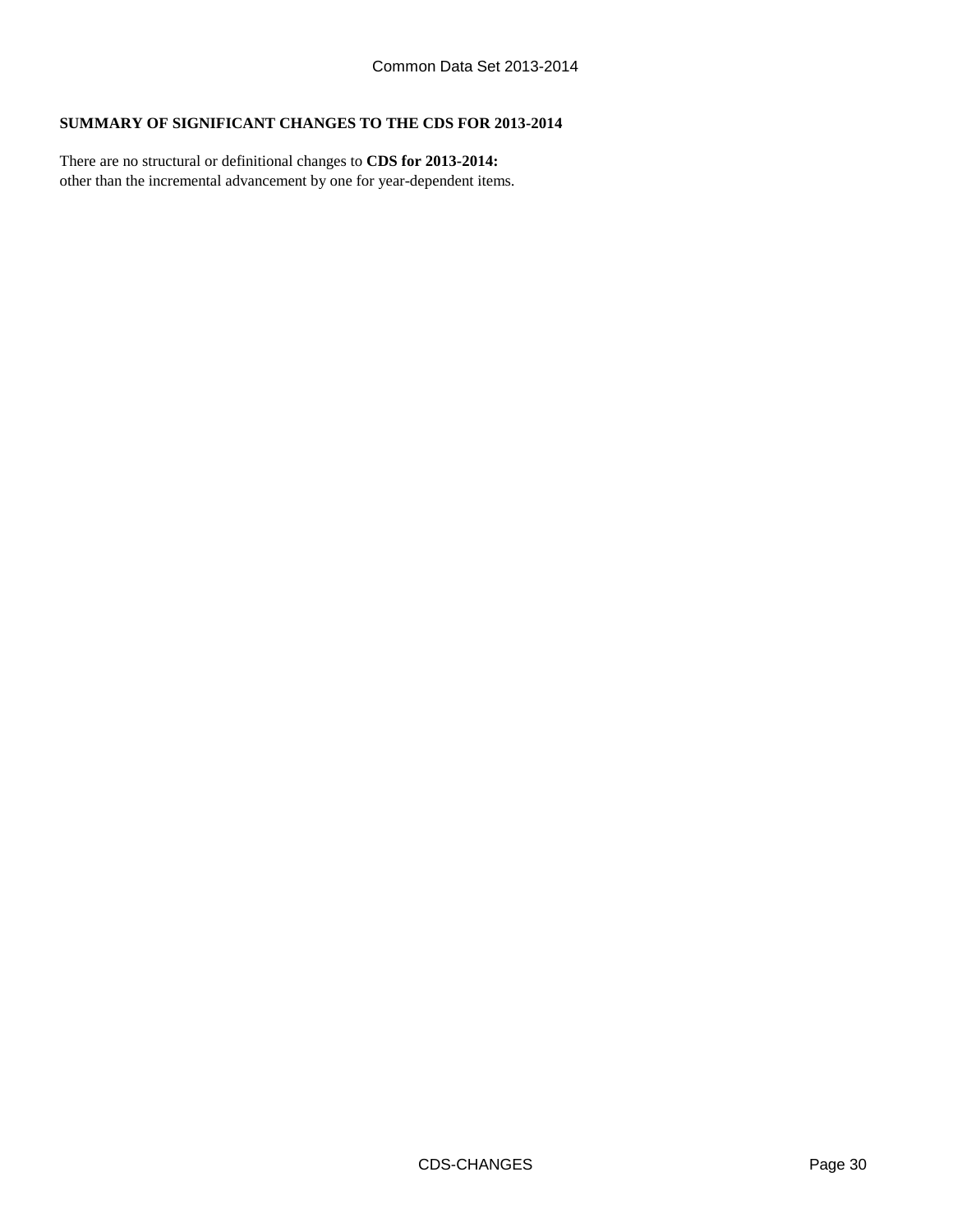**SUMMARY OF SIGNIFICANT CHANGES TO THE CDS FOR 2013-2014**

There are no structural or definitional changes to **CDS for 2013-2014:**
other than the incremental advancement by one for year-dependent items.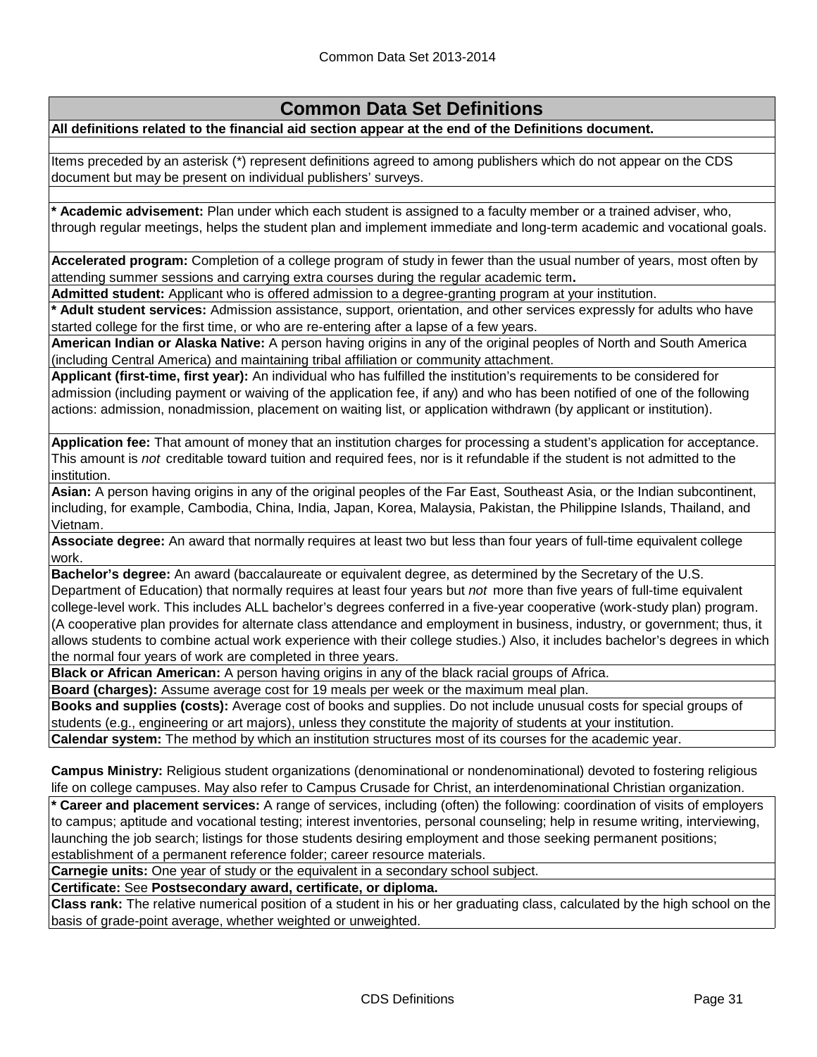## Common Data Set Definitions

**All definitions related to the financial aid section appear at the end of the Definitions document.**

Items preceded by an asterisk (*) represent definitions agreed to among publishers which do not appear on the CDS document but may be present on individual publishers' surveys.

**\* Academic advisement:** Plan under which each student is assigned to a faculty member or a trained adviser, who, through regular meetings, helps the student plan and implement immediate and long-term academic and vocational goals.

**Accelerated program:** Completion of a college program of study in fewer than the usual number of years, most often by attending summer sessions and carrying extra courses during the regular academic term**.**

**Admitted student:** Applicant who is offered admission to a degree-granting program at your institution.

**\* Adult student services:** Admission assistance, support, orientation, and other services expressly for adults who have started college for the first time, or who are re-entering after a lapse of a few years.

**American Indian or Alaska Native:** A person having origins in any of the original peoples of North and South America (including Central America) and maintaining tribal affiliation or community attachment.

**Applicant (first-time, first year):** An individual who has fulfilled the institution's requirements to be considered for admission (including payment or waiving of the application fee, if any) and who has been notified of one of the following actions: admission, nonadmission, placement on waiting list, or application withdrawn (by applicant or institution).

**Application fee:** That amount of money that an institution charges for processing a student's application for acceptance. This amount is *not* creditable toward tuition and required fees, nor is it refundable if the student is not admitted to the institution.

**Asian:** A person having origins in any of the original peoples of the Far East, Southeast Asia, or the Indian subcontinent, including, for example, Cambodia, China, India, Japan, Korea, Malaysia, Pakistan, the Philippine Islands, Thailand, and Vietnam.

**Associate degree:** An award that normally requires at least two but less than four years of full-time equivalent college work.

**Bachelor's degree:** An award (baccalaureate or equivalent degree, as determined by the Secretary of the U.S. Department of Education) that normally requires at least four years but *not* more than five years of full-time equivalent college-level work. This includes ALL bachelor's degrees conferred in a five-year cooperative (work-study plan) program. (A cooperative plan provides for alternate class attendance and employment in business, industry, or government; thus, it allows students to combine actual work experience with their college studies.) Also, it includes bachelor's degrees in which the normal four years of work are completed in three years.

**Black or African American:** A person having origins in any of the black racial groups of Africa.

**Board (charges):** Assume average cost for 19 meals per week or the maximum meal plan.

**Books and supplies (costs):** Average cost of books and supplies. Do not include unusual costs for special groups of students (e.g., engineering or art majors), unless they constitute the majority of students at your institution.

**Calendar system:** The method by which an institution structures most of its courses for the academic year.

**Campus Ministry:** Religious student organizations (denominational or nondenominational) devoted to fostering religious life on college campuses. May also refer to Campus Crusade for Christ, an interdenominational Christian organization.

**\* Career and placement services:** A range of services, including (often) the following: coordination of visits of employers to campus; aptitude and vocational testing; interest inventories, personal counseling; help in resume writing, interviewing, launching the job search; listings for those students desiring employment and those seeking permanent positions; establishment of a permanent reference folder; career resource materials.

**Carnegie units:** One year of study or the equivalent in a secondary school subject.

**Certificate:** See **Postsecondary award, certificate, or diploma.**

**Class rank:** The relative numerical position of a student in his or her graduating class, calculated by the high school on the basis of grade-point average, whether weighted or unweighted.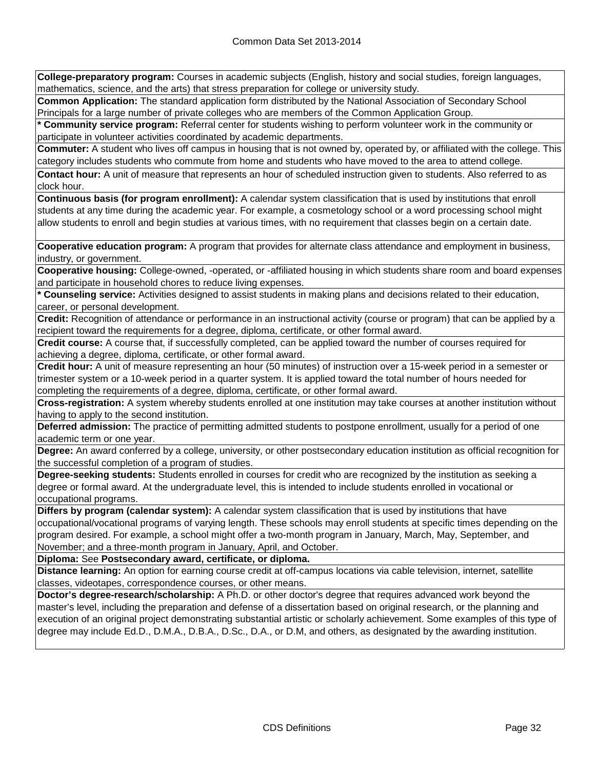**College-preparatory program:** Courses in academic subjects (English, history and social studies, foreign languages, mathematics, science, and the arts) that stress preparation for college or university study.

**Common Application:** The standard application form distributed by the National Association of Secondary School Principals for a large number of private colleges who are members of the Common Application Group.

**\* Community service program:** Referral center for students wishing to perform volunteer work in the community or participate in volunteer activities coordinated by academic departments.

**Commuter:** A student who lives off campus in housing that is not owned by, operated by, or affiliated with the college. This category includes students who commute from home and students who have moved to the area to attend college.

**Contact hour:** A unit of measure that represents an hour of scheduled instruction given to students. Also referred to as clock hour.

**Continuous basis (for program enrollment):** A calendar system classification that is used by institutions that enroll students at any time during the academic year. For example, a cosmetology school or a word processing school might allow students to enroll and begin studies at various times, with no requirement that classes begin on a certain date.

**Cooperative education program:** A program that provides for alternate class attendance and employment in business, industry, or government.

**Cooperative housing:** College-owned, -operated, or -affiliated housing in which students share room and board expenses and participate in household chores to reduce living expenses.

**\* Counseling service:** Activities designed to assist students in making plans and decisions related to their education, career, or personal development.

**Credit:** Recognition of attendance or performance in an instructional activity (course or program) that can be applied by a recipient toward the requirements for a degree, diploma, certificate, or other formal award.

**Credit course:** A course that, if successfully completed, can be applied toward the number of courses required for achieving a degree, diploma, certificate, or other formal award.

**Credit hour:** A unit of measure representing an hour (50 minutes) of instruction over a 15-week period in a semester or trimester system or a 10-week period in a quarter system. It is applied toward the total number of hours needed for completing the requirements of a degree, diploma, certificate, or other formal award.

**Cross-registration:** A system whereby students enrolled at one institution may take courses at another institution without having to apply to the second institution.

**Deferred admission:** The practice of permitting admitted students to postpone enrollment, usually for a period of one academic term or one year.

**Degree:** An award conferred by a college, university, or other postsecondary education institution as official recognition for the successful completion of a program of studies.

**Degree-seeking students:** Students enrolled in courses for credit who are recognized by the institution as seeking a degree or formal award. At the undergraduate level, this is intended to include students enrolled in vocational or occupational programs.

**Differs by program (calendar system):** A calendar system classification that is used by institutions that have occupational/vocational programs of varying length. These schools may enroll students at specific times depending on the program desired. For example, a school might offer a two-month program in January, March, May, September, and November; and a three-month program in January, April, and October.

**Diploma:** See **Postsecondary award, certificate, or diploma.**

**Distance learning:** An option for earning course credit at off-campus locations via cable television, internet, satellite classes, videotapes, correspondence courses, or other means.

**Doctor's degree-research/scholarship:** A Ph.D. or other doctor's degree that requires advanced work beyond the master's level, including the preparation and defense of a dissertation based on original research, or the planning and execution of an original project demonstrating substantial artistic or scholarly achievement. Some examples of this type of degree may include Ed.D., D.M.A., D.B.A., D.Sc., D.A., or D.M, and others, as designated by the awarding institution.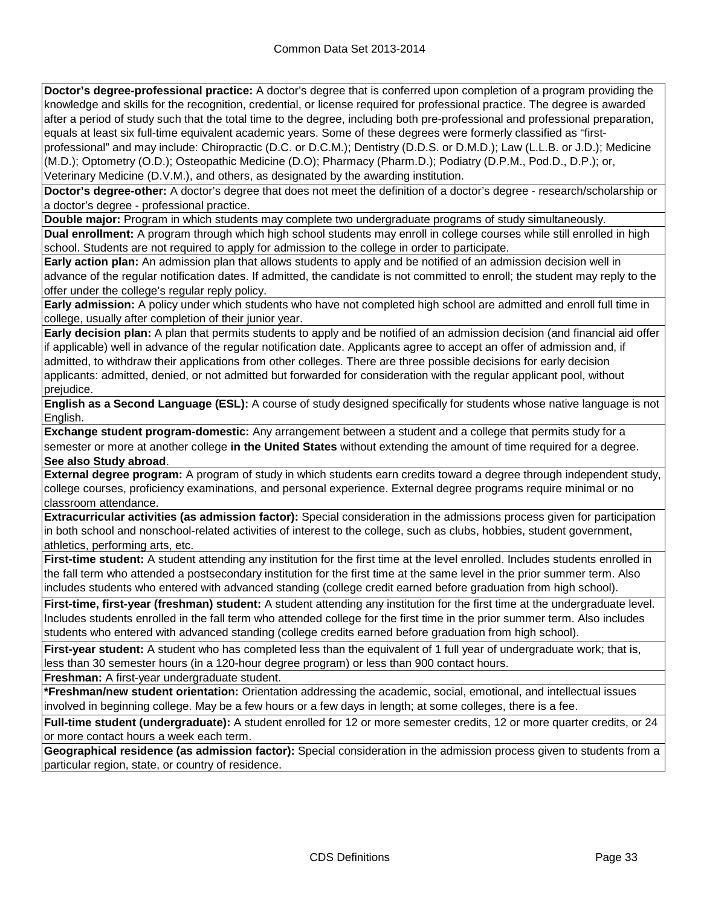**Doctor's degree-professional practice:** A doctor's degree that is conferred upon completion of a program providing the knowledge and skills for the recognition, credential, or license required for professional practice. The degree is awarded after a period of study such that the total time to the degree, including both pre-professional and professional preparation, equals at least six full-time equivalent academic years. Some of these degrees were formerly classified as "first-professional" and may include: Chiropractic (D.C. or D.C.M.); Dentistry (D.D.S. or D.M.D.); Law (L.L.B. or J.D.); Medicine (M.D.); Optometry (O.D.); Osteopathic Medicine (D.O); Pharmacy (Pharm.D.); Podiatry (D.P.M., Pod.D., D.P.); or, Veterinary Medicine (D.V.M.), and others, as designated by the awarding institution.

**Doctor's degree-other:** A doctor's degree that does not meet the definition of a doctor's degree - research/scholarship or a doctor's degree - professional practice.

**Double major:** Program in which students may complete two undergraduate programs of study simultaneously.

**Dual enrollment:** A program through which high school students may enroll in college courses while still enrolled in high school. Students are not required to apply for admission to the college in order to participate.

**Early action plan:** An admission plan that allows students to apply and be notified of an admission decision well in advance of the regular notification dates. If admitted, the candidate is not committed to enroll; the student may reply to the offer under the college's regular reply policy.

**Early admission:** A policy under which students who have not completed high school are admitted and enroll full time in college, usually after completion of their junior year.

**Early decision plan:** A plan that permits students to apply and be notified of an admission decision (and financial aid offer if applicable) well in advance of the regular notification date. Applicants agree to accept an offer of admission and, if admitted, to withdraw their applications from other colleges. There are three possible decisions for early decision applicants: admitted, denied, or not admitted but forwarded for consideration with the regular applicant pool, without prejudice.

**English as a Second Language (ESL):** A course of study designed specifically for students whose native language is not English.

**Exchange student program-domestic:** Any arrangement between a student and a college that permits study for a semester or more at another college **in the United States** without extending the amount of time required for a degree. **See also Study abroad**.

**External degree program:** A program of study in which students earn credits toward a degree through independent study, college courses, proficiency examinations, and personal experience. External degree programs require minimal or no classroom attendance.

**Extracurricular activities (as admission factor):** Special consideration in the admissions process given for participation in both school and nonschool-related activities of interest to the college, such as clubs, hobbies, student government, athletics, performing arts, etc.

**First-time student:** A student attending any institution for the first time at the level enrolled. Includes students enrolled in the fall term who attended a postsecondary institution for the first time at the same level in the prior summer term. Also includes students who entered with advanced standing (college credit earned before graduation from high school).

**First-time, first-year (freshman) student:** A student attending any institution for the first time at the undergraduate level. Includes students enrolled in the fall term who attended college for the first time in the prior summer term. Also includes students who entered with advanced standing (college credits earned before graduation from high school).

**First-year student:** A student who has completed less than the equivalent of 1 full year of undergraduate work; that is, less than 30 semester hours (in a 120-hour degree program) or less than 900 contact hours.

**Freshman:** A first-year undergraduate student.

**\*Freshman/new student orientation:** Orientation addressing the academic, social, emotional, and intellectual issues involved in beginning college. May be a few hours or a few days in length; at some colleges, there is a fee.

**Full-time student (undergraduate):** A student enrolled for 12 or more semester credits, 12 or more quarter credits, or 24 or more contact hours a week each term.

**Geographical residence (as admission factor):** Special consideration in the admission process given to students from a particular region, state, or country of residence.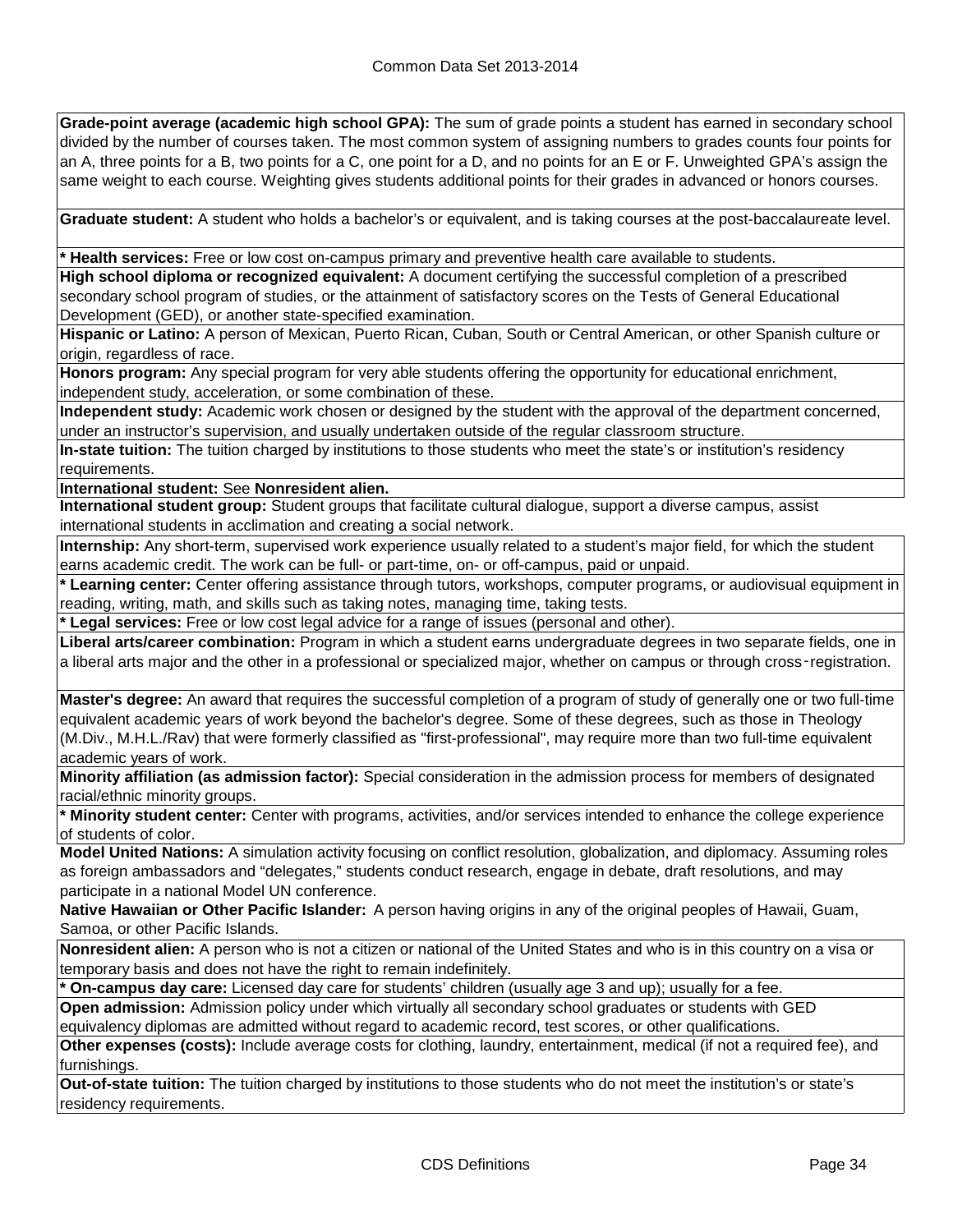**Grade-point average (academic high school GPA):** The sum of grade points a student has earned in secondary school divided by the number of courses taken. The most common system of assigning numbers to grades counts four points for an A, three points for a B, two points for a C, one point for a D, and no points for an E or F. Unweighted GPA's assign the same weight to each course. Weighting gives students additional points for their grades in advanced or honors courses.

**Graduate student:** A student who holds a bachelor's or equivalent, and is taking courses at the post-baccalaureate level.

**\* Health services:** Free or low cost on-campus primary and preventive health care available to students.

**High school diploma or recognized equivalent:** A document certifying the successful completion of a prescribed secondary school program of studies, or the attainment of satisfactory scores on the Tests of General Educational Development (GED), or another state-specified examination.

**Hispanic or Latino:** A person of Mexican, Puerto Rican, Cuban, South or Central American, or other Spanish culture or origin, regardless of race.

**Honors program:** Any special program for very able students offering the opportunity for educational enrichment, independent study, acceleration, or some combination of these.

**Independent study:** Academic work chosen or designed by the student with the approval of the department concerned, under an instructor's supervision, and usually undertaken outside of the regular classroom structure.

**In-state tuition:** The tuition charged by institutions to those students who meet the state's or institution's residency requirements.

**International student:** See **Nonresident alien.**

**International student group:** Student groups that facilitate cultural dialogue, support a diverse campus, assist international students in acclimation and creating a social network.

**Internship:** Any short-term, supervised work experience usually related to a student's major field, for which the student earns academic credit. The work can be full- or part-time, on- or off-campus, paid or unpaid.

**\* Learning center:** Center offering assistance through tutors, workshops, computer programs, or audiovisual equipment in reading, writing, math, and skills such as taking notes, managing time, taking tests.

**\* Legal services:** Free or low cost legal advice for a range of issues (personal and other).

**Liberal arts/career combination:** Program in which a student earns undergraduate degrees in two separate fields, one in a liberal arts major and the other in a professional or specialized major, whether on campus or through cross-registration.

**Master's degree:** An award that requires the successful completion of a program of study of generally one or two full-time equivalent academic years of work beyond the bachelor's degree. Some of these degrees, such as those in Theology (M.Div., M.H.L./Rav) that were formerly classified as "first-professional", may require more than two full-time equivalent academic years of work.

**Minority affiliation (as admission factor):** Special consideration in the admission process for members of designated racial/ethnic minority groups.

**\* Minority student center:** Center with programs, activities, and/or services intended to enhance the college experience of students of color.

**Model United Nations:** A simulation activity focusing on conflict resolution, globalization, and diplomacy. Assuming roles as foreign ambassadors and "delegates," students conduct research, engage in debate, draft resolutions, and may participate in a national Model UN conference.

**Native Hawaiian or Other Pacific Islander:** A person having origins in any of the original peoples of Hawaii, Guam, Samoa, or other Pacific Islands.

**Nonresident alien:** A person who is not a citizen or national of the United States and who is in this country on a visa or temporary basis and does not have the right to remain indefinitely.

**\* On-campus day care:** Licensed day care for students' children (usually age 3 and up); usually for a fee.

**Open admission:** Admission policy under which virtually all secondary school graduates or students with GED equivalency diplomas are admitted without regard to academic record, test scores, or other qualifications.

**Other expenses (costs):** Include average costs for clothing, laundry, entertainment, medical (if not a required fee), and furnishings.

**Out-of-state tuition:** The tuition charged by institutions to those students who do not meet the institution's or state's residency requirements.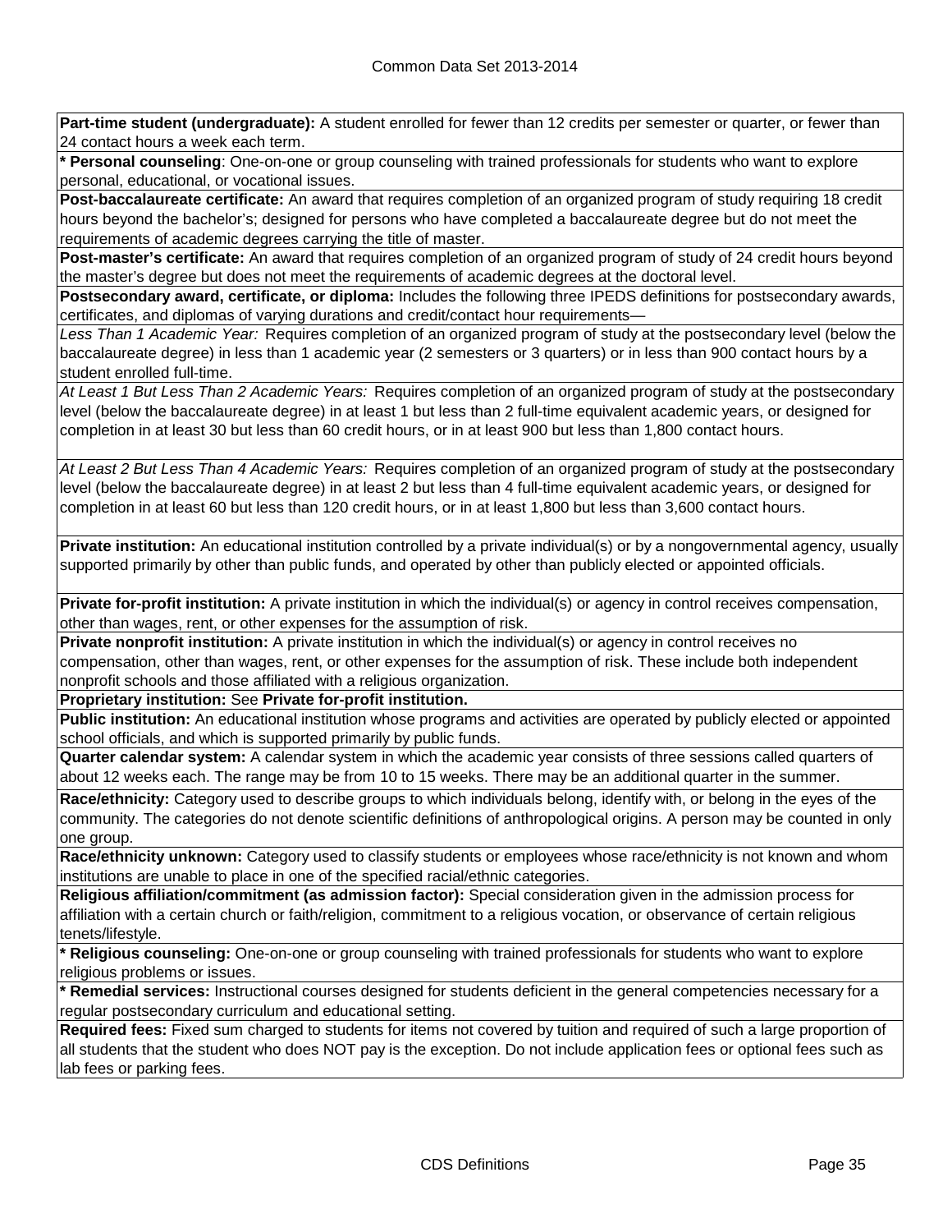**Part-time student (undergraduate):** A student enrolled for fewer than 12 credits per semester or quarter, or fewer than 24 contact hours a week each term.

*** Personal counseling**: One-on-one or group counseling with trained professionals for students who want to explore personal, educational, or vocational issues.

**Post-baccalaureate certificate:** An award that requires completion of an organized program of study requiring 18 credit hours beyond the bachelor's; designed for persons who have completed a baccalaureate degree but do not meet the requirements of academic degrees carrying the title of master.

**Post-master's certificate:** An award that requires completion of an organized program of study of 24 credit hours beyond the master's degree but does not meet the requirements of academic degrees at the doctoral level.

**Postsecondary award, certificate, or diploma:** Includes the following three IPEDS definitions for postsecondary awards, certificates, and diplomas of varying durations and credit/contact hour requirements—

*Less Than 1 Academic Year:* Requires completion of an organized program of study at the postsecondary level (below the baccalaureate degree) in less than 1 academic year (2 semesters or 3 quarters) or in less than 900 contact hours by a student enrolled full-time.

*At Least 1 But Less Than 2 Academic Years:* Requires completion of an organized program of study at the postsecondary level (below the baccalaureate degree) in at least 1 but less than 2 full-time equivalent academic years, or designed for completion in at least 30 but less than 60 credit hours, or in at least 900 but less than 1,800 contact hours.

*At Least 2 But Less Than 4 Academic Years:* Requires completion of an organized program of study at the postsecondary level (below the baccalaureate degree) in at least 2 but less than 4 full-time equivalent academic years, or designed for completion in at least 60 but less than 120 credit hours, or in at least 1,800 but less than 3,600 contact hours.

**Private institution:** An educational institution controlled by a private individual(s) or by a nongovernmental agency, usually supported primarily by other than public funds, and operated by other than publicly elected or appointed officials.

**Private for-profit institution:** A private institution in which the individual(s) or agency in control receives compensation, other than wages, rent, or other expenses for the assumption of risk.

**Private nonprofit institution:** A private institution in which the individual(s) or agency in control receives no compensation, other than wages, rent, or other expenses for the assumption of risk. These include both independent nonprofit schools and those affiliated with a religious organization.

**Proprietary institution:** See **Private for-profit institution.**

**Public institution:** An educational institution whose programs and activities are operated by publicly elected or appointed school officials, and which is supported primarily by public funds.

**Quarter calendar system:** A calendar system in which the academic year consists of three sessions called quarters of about 12 weeks each. The range may be from 10 to 15 weeks. There may be an additional quarter in the summer.

**Race/ethnicity:** Category used to describe groups to which individuals belong, identify with, or belong in the eyes of the community. The categories do not denote scientific definitions of anthropological origins. A person may be counted in only one group.

**Race/ethnicity unknown:** Category used to classify students or employees whose race/ethnicity is not known and whom institutions are unable to place in one of the specified racial/ethnic categories.

**Religious affiliation/commitment (as admission factor):** Special consideration given in the admission process for affiliation with a certain church or faith/religion, commitment to a religious vocation, or observance of certain religious tenets/lifestyle.

*** Religious counseling:** One-on-one or group counseling with trained professionals for students who want to explore religious problems or issues.

*** Remedial services:** Instructional courses designed for students deficient in the general competencies necessary for a regular postsecondary curriculum and educational setting.

**Required fees:** Fixed sum charged to students for items not covered by tuition and required of such a large proportion of all students that the student who does NOT pay is the exception. Do not include application fees or optional fees such as lab fees or parking fees.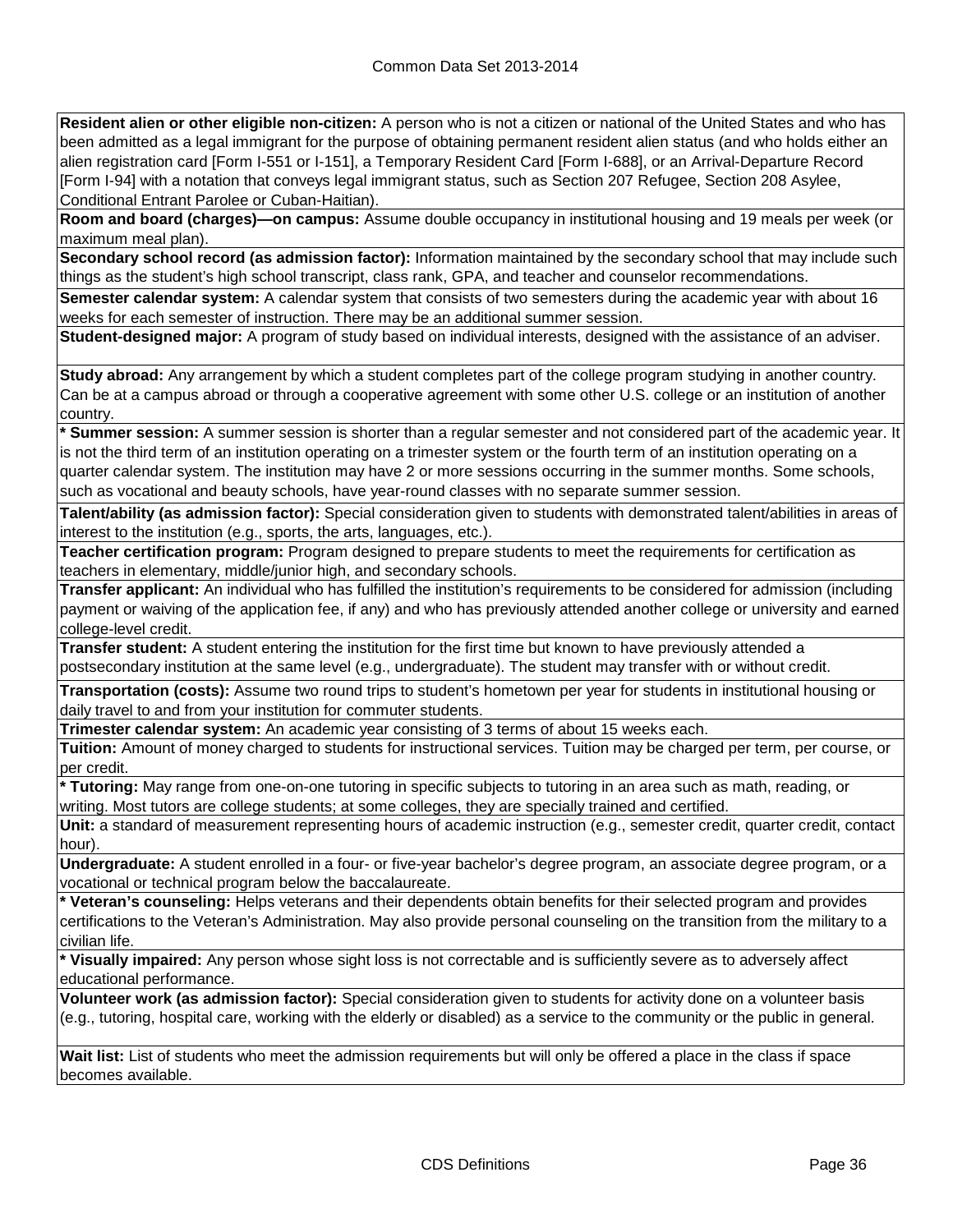**Resident alien or other eligible non-citizen:** A person who is not a citizen or national of the United States and who has been admitted as a legal immigrant for the purpose of obtaining permanent resident alien status (and who holds either an alien registration card [Form I-551 or I-151], a Temporary Resident Card [Form I-688], or an Arrival-Departure Record [Form I-94] with a notation that conveys legal immigrant status, such as Section 207 Refugee, Section 208 Asylee, Conditional Entrant Parolee or Cuban-Haitian).

**Room and board (charges)—on campus:** Assume double occupancy in institutional housing and 19 meals per week (or maximum meal plan).

**Secondary school record (as admission factor):** Information maintained by the secondary school that may include such things as the student's high school transcript, class rank, GPA, and teacher and counselor recommendations.

**Semester calendar system:** A calendar system that consists of two semesters during the academic year with about 16 weeks for each semester of instruction. There may be an additional summer session.

**Student-designed major:** A program of study based on individual interests, designed with the assistance of an adviser.

**Study abroad:** Any arrangement by which a student completes part of the college program studying in another country. Can be at a campus abroad or through a cooperative agreement with some other U.S. college or an institution of another country.

**\* Summer session:** A summer session is shorter than a regular semester and not considered part of the academic year. It is not the third term of an institution operating on a trimester system or the fourth term of an institution operating on a quarter calendar system. The institution may have 2 or more sessions occurring in the summer months. Some schools, such as vocational and beauty schools, have year-round classes with no separate summer session.

**Talent/ability (as admission factor):** Special consideration given to students with demonstrated talent/abilities in areas of interest to the institution (e.g., sports, the arts, languages, etc.).

**Teacher certification program:** Program designed to prepare students to meet the requirements for certification as teachers in elementary, middle/junior high, and secondary schools.

**Transfer applicant:** An individual who has fulfilled the institution's requirements to be considered for admission (including payment or waiving of the application fee, if any) and who has previously attended another college or university and earned college-level credit.

**Transfer student:** A student entering the institution for the first time but known to have previously attended a postsecondary institution at the same level (e.g., undergraduate). The student may transfer with or without credit.

**Transportation (costs):** Assume two round trips to student's hometown per year for students in institutional housing or daily travel to and from your institution for commuter students.

**Trimester calendar system:** An academic year consisting of 3 terms of about 15 weeks each.

**Tuition:** Amount of money charged to students for instructional services. Tuition may be charged per term, per course, or per credit.

**\* Tutoring:** May range from one-on-one tutoring in specific subjects to tutoring in an area such as math, reading, or writing. Most tutors are college students; at some colleges, they are specially trained and certified.

**Unit:** a standard of measurement representing hours of academic instruction (e.g., semester credit, quarter credit, contact hour).

**Undergraduate:** A student enrolled in a four- or five-year bachelor's degree program, an associate degree program, or a vocational or technical program below the baccalaureate.

**\* Veteran's counseling:** Helps veterans and their dependents obtain benefits for their selected program and provides certifications to the Veteran's Administration. May also provide personal counseling on the transition from the military to a civilian life.

**\* Visually impaired:** Any person whose sight loss is not correctable and is sufficiently severe as to adversely affect educational performance.

**Volunteer work (as admission factor):** Special consideration given to students for activity done on a volunteer basis (e.g., tutoring, hospital care, working with the elderly or disabled) as a service to the community or the public in general.

**Wait list:** List of students who meet the admission requirements but will only be offered a place in the class if space becomes available.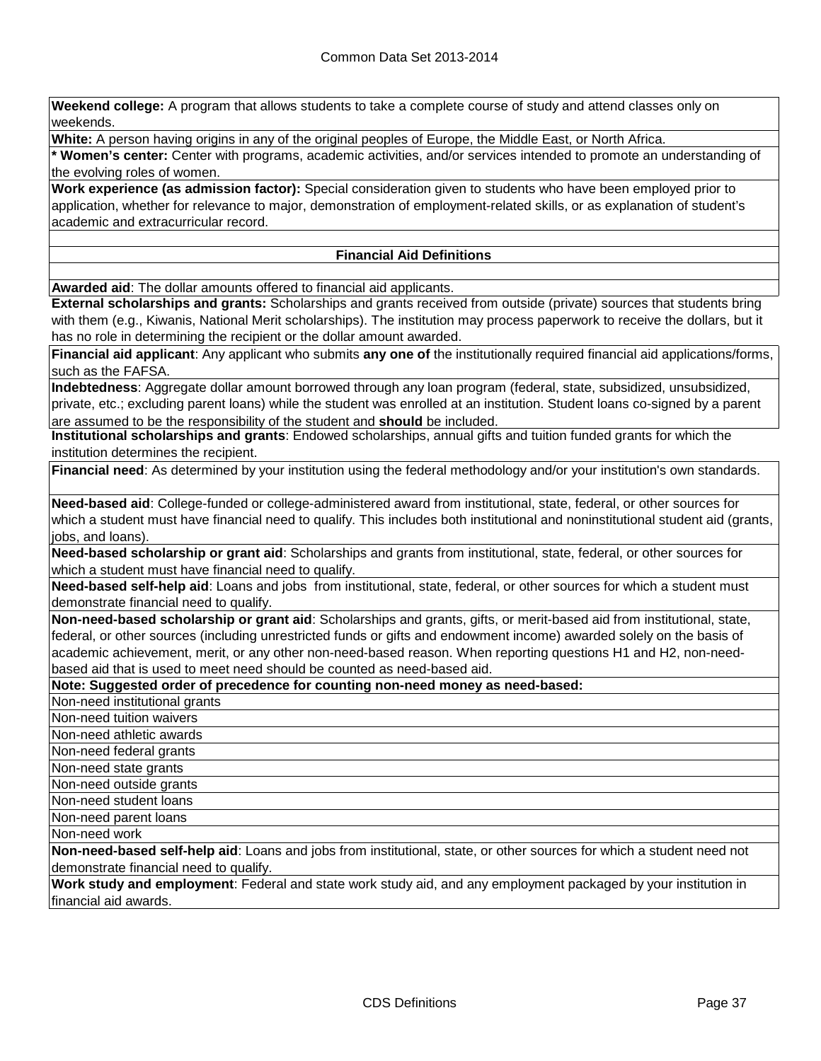**Weekend college:** A program that allows students to take a complete course of study and attend classes only on weekends.

**White:** A person having origins in any of the original peoples of Europe, the Middle East, or North Africa.

*** Women's center:** Center with programs, academic activities, and/or services intended to promote an understanding of the evolving roles of women.

**Work experience (as admission factor):** Special consideration given to students who have been employed prior to application, whether for relevance to major, demonstration of employment-related skills, or as explanation of student's academic and extracurricular record.

## Financial Aid Definitions

**Awarded aid**: The dollar amounts offered to financial aid applicants.

**External scholarships and grants:** Scholarships and grants received from outside (private) sources that students bring with them (e.g., Kiwanis, National Merit scholarships). The institution may process paperwork to receive the dollars, but it has no role in determining the recipient or the dollar amount awarded.

**Financial aid applicant**: Any applicant who submits **any one of** the institutionally required financial aid applications/forms, such as the FAFSA.

**Indebtedness**: Aggregate dollar amount borrowed through any loan program (federal, state, subsidized, unsubsidized, private, etc.; excluding parent loans) while the student was enrolled at an institution. Student loans co-signed by a parent are assumed to be the responsibility of the student and **should** be included.

**Institutional scholarships and grants**: Endowed scholarships, annual gifts and tuition funded grants for which the institution determines the recipient.

**Financial need**: As determined by your institution using the federal methodology and/or your institution's own standards.

**Need-based aid**: College-funded or college-administered award from institutional, state, federal, or other sources for which a student must have financial need to qualify. This includes both institutional and noninstitutional student aid (grants, jobs, and loans).

**Need-based scholarship or grant aid**: Scholarships and grants from institutional, state, federal, or other sources for which a student must have financial need to qualify.

**Need-based self-help aid**: Loans and jobs from institutional, state, federal, or other sources for which a student must demonstrate financial need to qualify.

**Non-need-based scholarship or grant aid**: Scholarships and grants, gifts, or merit-based aid from institutional, state, federal, or other sources (including unrestricted funds or gifts and endowment income) awarded solely on the basis of academic achievement, merit, or any other non-need-based reason. When reporting questions H1 and H2, non-need-based aid that is used to meet need should be counted as need-based aid.

**Note: Suggested order of precedence for counting non-need money as need-based:**

- Non-need institutional grants
- Non-need tuition waivers
- Non-need athletic awards
- Non-need federal grants
- Non-need state grants
- Non-need outside grants
- Non-need student loans
- Non-need parent loans
- Non-need work

**Non-need-based self-help aid**: Loans and jobs from institutional, state, or other sources for which a student need not demonstrate financial need to qualify.

**Work study and employment**: Federal and state work study aid, and any employment packaged by your institution in financial aid awards.